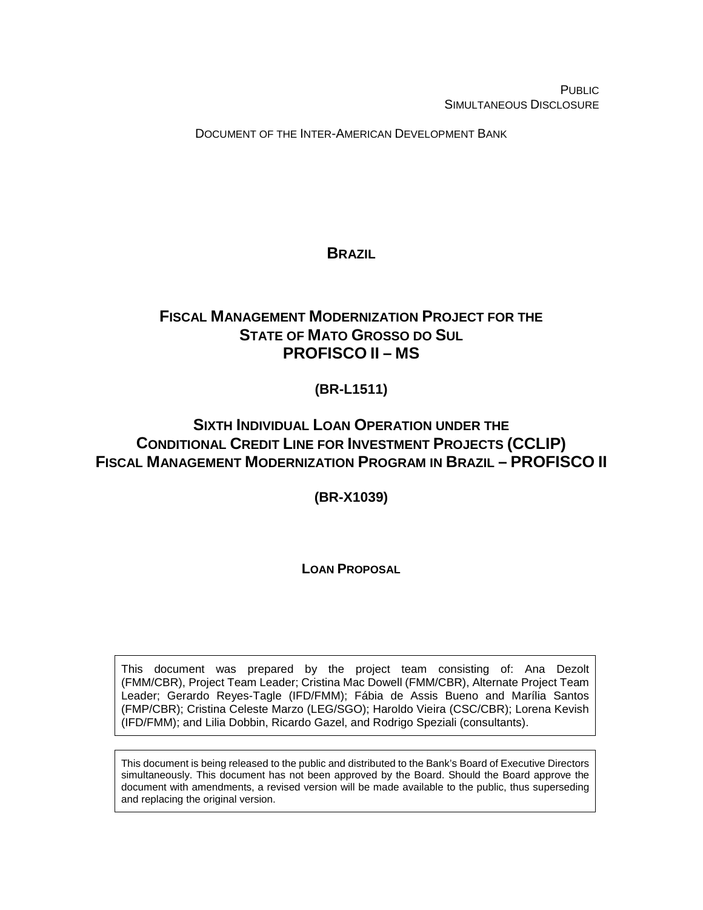PUBLIC
SIMULTANEOUS DISCLOSURE

DOCUMENT OF THE INTER-AMERICAN DEVELOPMENT BANK

# BRAZIL

# FISCAL MANAGEMENT MODERNIZATION PROJECT FOR THE STATE OF MATO GROSSO DO SUL PROFISCO II – MS

## (BR-L1511)

# SIXTH INDIVIDUAL LOAN OPERATION UNDER THE CONDITIONAL CREDIT LINE FOR INVESTMENT PROJECTS (CCLIP) FISCAL MANAGEMENT MODERNIZATION PROGRAM IN BRAZIL – PROFISCO II

## (BR-X1039)

## LOAN PROPOSAL

This document was prepared by the project team consisting of: Ana Dezolt (FMM/CBR), Project Team Leader; Cristina Mac Dowell (FMM/CBR), Alternate Project Team Leader; Gerardo Reyes-Tagle (IFD/FMM); Fábia de Assis Bueno and Marília Santos (FMP/CBR); Cristina Celeste Marzo (LEG/SGO); Haroldo Vieira (CSC/CBR); Lorena Kevish (IFD/FMM); and Lilia Dobbin, Ricardo Gazel, and Rodrigo Speziali (consultants).

This document is being released to the public and distributed to the Bank's Board of Executive Directors simultaneously. This document has not been approved by the Board. Should the Board approve the document with amendments, a revised version will be made available to the public, thus superseding and replacing the original version.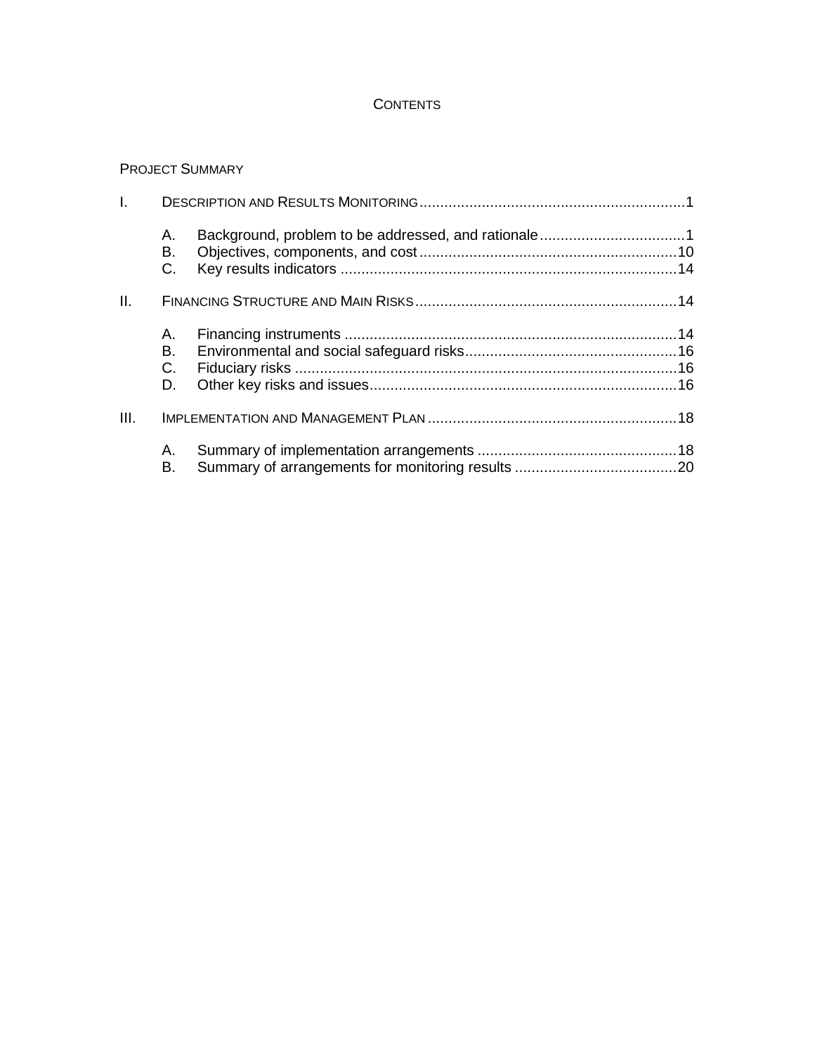# CONTENTS

PROJECT SUMMARY

I. DESCRIPTION AND RESULTS MONITORING ... 1

- A. Background, problem to be addressed, and rationale ... 1
- B. Objectives, components, and cost ... 10
- C. Key results indicators ... 14

II. FINANCING STRUCTURE AND MAIN RISKS ... 14

- A. Financing instruments ... 14
- B. Environmental and social safeguard risks ... 16
- C. Fiduciary risks ... 16
- D. Other key risks and issues ... 16

III. IMPLEMENTATION AND MANAGEMENT PLAN ... 18

- A. Summary of implementation arrangements ... 18
- B. Summary of arrangements for monitoring results ... 20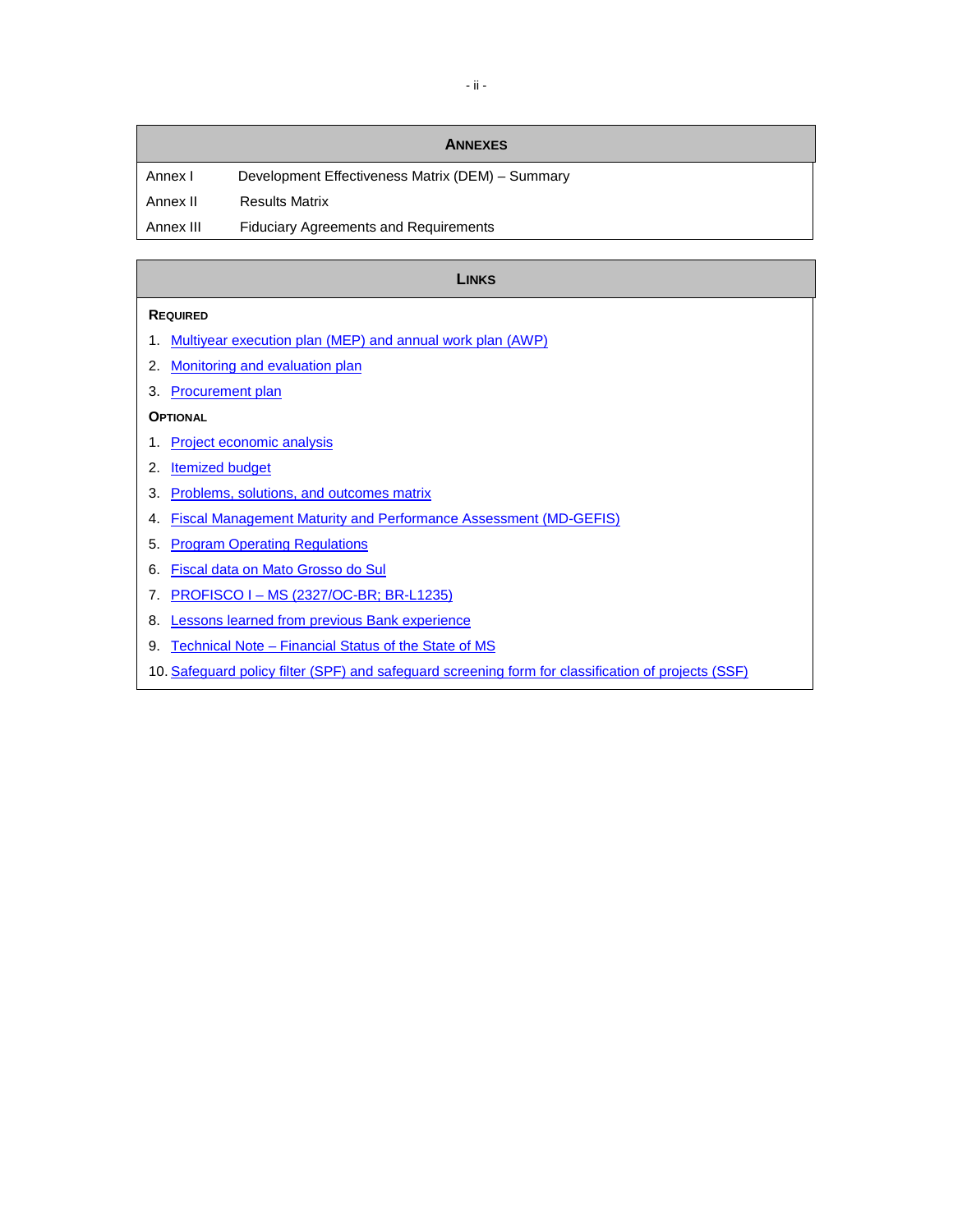## ANNEXES

| | |
|---|---|
| Annex I | Development Effectiveness Matrix (DEM) – Summary |
| Annex II | Results Matrix |
| Annex III | Fiduciary Agreements and Requirements |

## LINKS

**REQUIRED**

1. Multiyear execution plan (MEP) and annual work plan (AWP)
2. Monitoring and evaluation plan
3. Procurement plan

**OPTIONAL**

1. Project economic analysis
2. Itemized budget
3. Problems, solutions, and outcomes matrix
4. Fiscal Management Maturity and Performance Assessment (MD-GEFIS)
5. Program Operating Regulations
6. Fiscal data on Mato Grosso do Sul
7. PROFISCO I – MS (2327/OC-BR; BR-L1235)
8. Lessons learned from previous Bank experience
9. Technical Note – Financial Status of the State of MS
10. Safeguard policy filter (SPF) and safeguard screening form for classification of projects (SSF)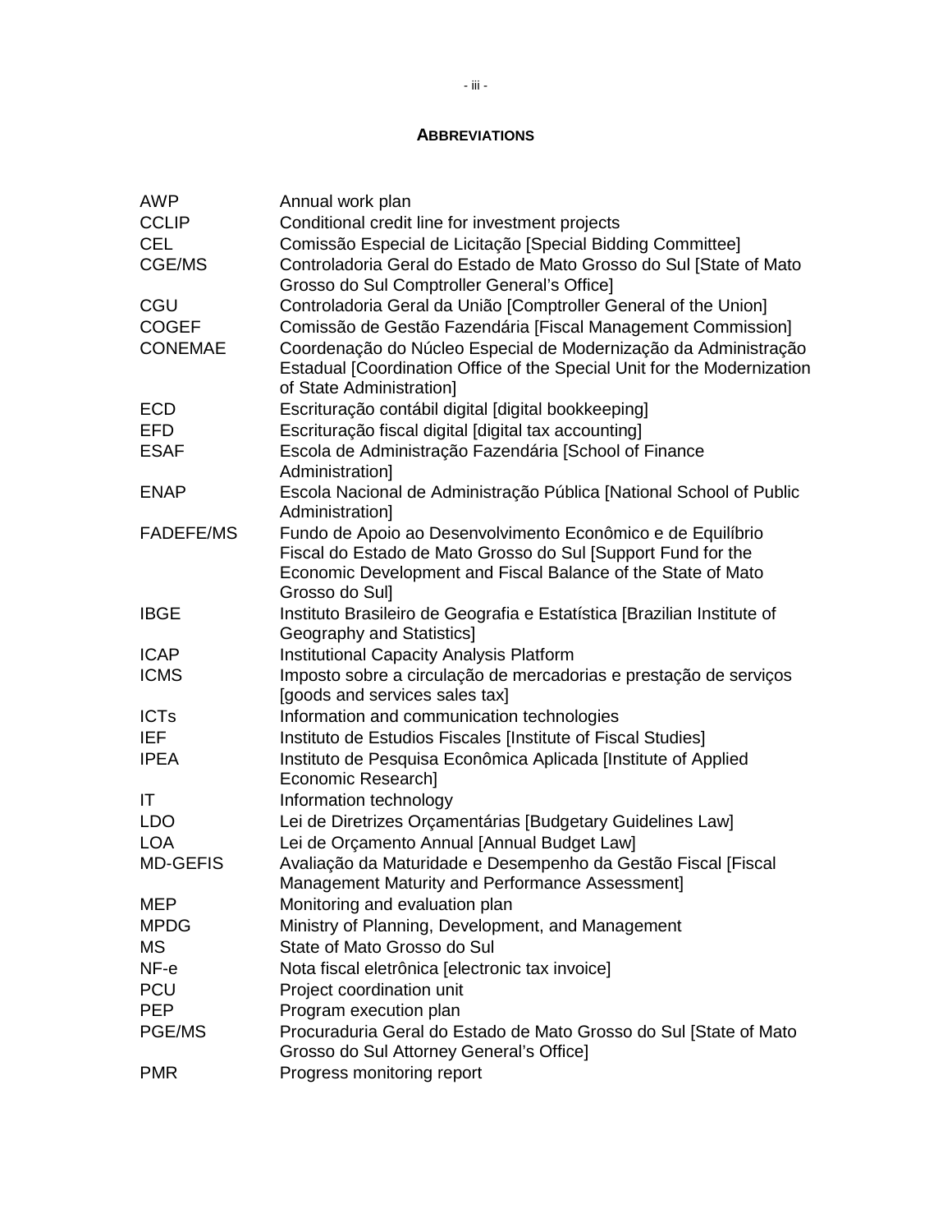## ABBREVIATIONS

| | |
|---|---|
| AWP | Annual work plan |
| CCLIP | Conditional credit line for investment projects |
| CEL | Comissão Especial de Licitação [Special Bidding Committee] |
| CGE/MS | Controladoria Geral do Estado de Mato Grosso do Sul [State of Mato Grosso do Sul Comptroller General's Office] |
| CGU | Controladoria Geral da União [Comptroller General of the Union] |
| COGEF | Comissão de Gestão Fazendária [Fiscal Management Commission] |
| CONEMAE | Coordenação do Núcleo Especial de Modernização da Administração Estadual [Coordination Office of the Special Unit for the Modernization of State Administration] |
| ECD | Escrituração contábil digital [digital bookkeeping] |
| EFD | Escrituração fiscal digital [digital tax accounting] |
| ESAF | Escola de Administração Fazendária [School of Finance Administration] |
| ENAP | Escola Nacional de Administração Pública [National School of Public Administration] |
| FADEFE/MS | Fundo de Apoio ao Desenvolvimento Econômico e de Equilíbrio Fiscal do Estado de Mato Grosso do Sul [Support Fund for the Economic Development and Fiscal Balance of the State of Mato Grosso do Sul] |
| IBGE | Instituto Brasileiro de Geografia e Estatística [Brazilian Institute of Geography and Statistics] |
| ICAP | Institutional Capacity Analysis Platform |
| ICMS | Imposto sobre a circulação de mercadorias e prestação de serviços [goods and services sales tax] |
| ICTs | Information and communication technologies |
| IEF | Instituto de Estudios Fiscales [Institute of Fiscal Studies] |
| IPEA | Instituto de Pesquisa Econômica Aplicada [Institute of Applied Economic Research] |
| IT | Information technology |
| LDO | Lei de Diretrizes Orçamentárias [Budgetary Guidelines Law] |
| LOA | Lei de Orçamento Annual [Annual Budget Law] |
| MD-GEFIS | Avaliação da Maturidade e Desempenho da Gestão Fiscal [Fiscal Management Maturity and Performance Assessment] |
| MEP | Monitoring and evaluation plan |
| MPDG | Ministry of Planning, Development, and Management |
| MS | State of Mato Grosso do Sul |
| NF-e | Nota fiscal eletrônica [electronic tax invoice] |
| PCU | Project coordination unit |
| PEP | Program execution plan |
| PGE/MS | Procuradoria Geral do Estado de Mato Grosso do Sul [State of Mato Grosso do Sul Attorney General's Office] |
| PMR | Progress monitoring report |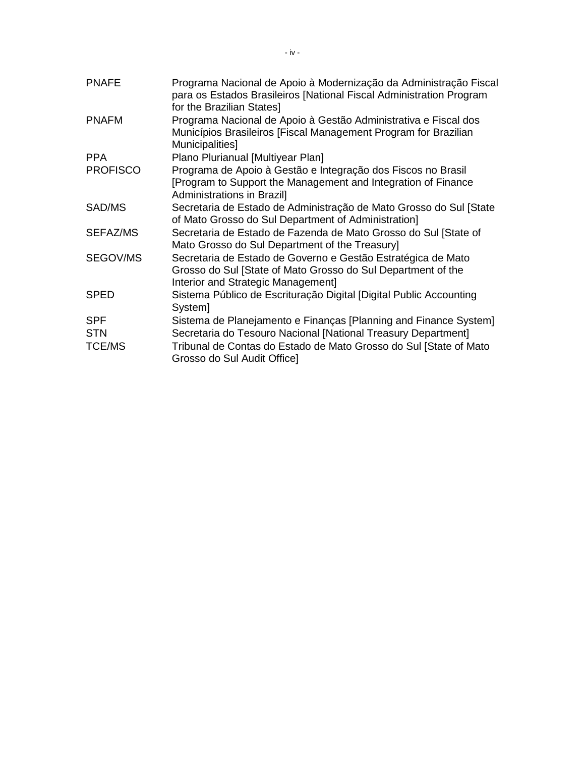| | |
|---|---|
| PNAFE | Programa Nacional de Apoio à Modernização da Administração Fiscal para os Estados Brasileiros [National Fiscal Administration Program for the Brazilian States] |
| PNAFM | Programa Nacional de Apoio à Gestão Administrativa e Fiscal dos Municípios Brasileiros [Fiscal Management Program for Brazilian Municipalities] |
| PPA | Plano Plurianual [Multiyear Plan] |
| PROFISCO | Programa de Apoio à Gestão e Integração dos Fiscos no Brasil [Program to Support the Management and Integration of Finance Administrations in Brazil] |
| SAD/MS | Secretaria de Estado de Administração de Mato Grosso do Sul [State of Mato Grosso do Sul Department of Administration] |
| SEFAZ/MS | Secretaria de Estado de Fazenda de Mato Grosso do Sul [State of Mato Grosso do Sul Department of the Treasury] |
| SEGOV/MS | Secretaria de Estado de Governo e Gestão Estratégica de Mato Grosso do Sul [State of Mato Grosso do Sul Department of the Interior and Strategic Management] |
| SPED | Sistema Público de Escrituração Digital [Digital Public Accounting System] |
| SPF | Sistema de Planejamento e Finanças [Planning and Finance System] |
| STN | Secretaria do Tesouro Nacional [National Treasury Department] |
| TCE/MS | Tribunal de Contas do Estado de Mato Grosso do Sul [State of Mato Grosso do Sul Audit Office] |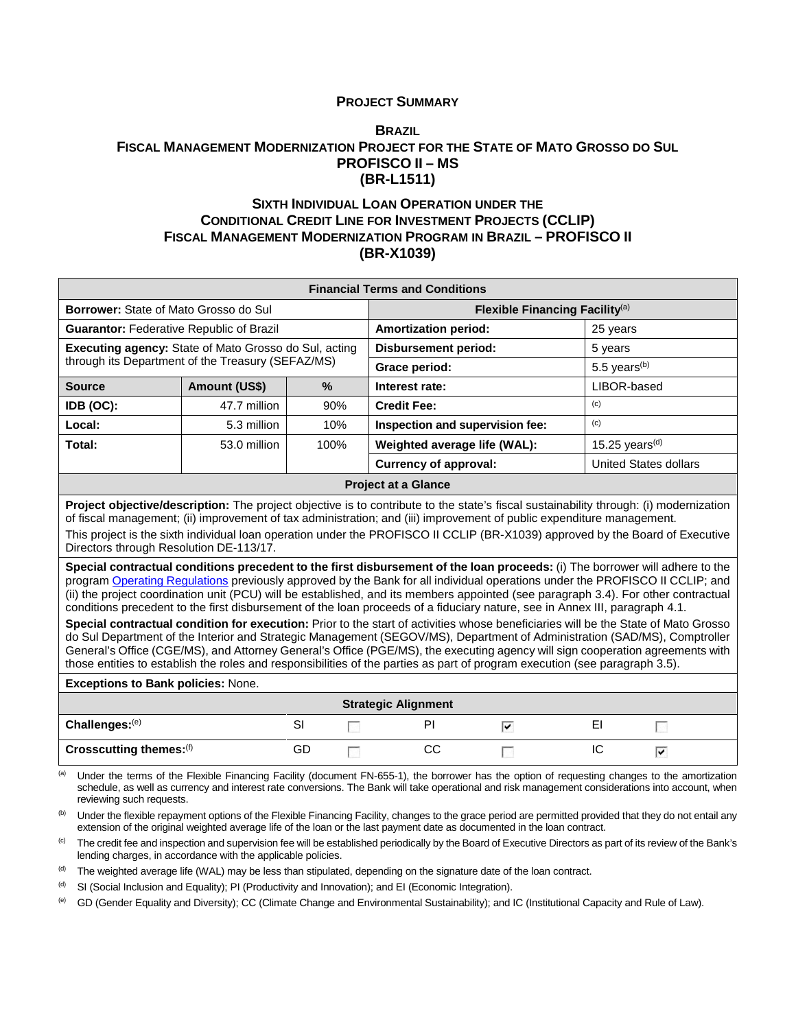**PROJECT SUMMARY**

**BRAZIL**

**FISCAL MANAGEMENT MODERNIZATION PROJECT FOR THE STATE OF MATO GROSSO DO SUL**
**PROFISCO II – MS**
**(BR-L1511)**

**SIXTH INDIVIDUAL LOAN OPERATION UNDER THE CONDITIONAL CREDIT LINE FOR INVESTMENT PROJECTS (CCLIP) FISCAL MANAGEMENT MODERNIZATION PROGRAM IN BRAZIL – PROFISCO II (BR-X1039)**

| **Financial Terms and Conditions** | | | | |
|---|---|---|---|---|
| **Borrower:** State of Mato Grosso do Sul | | | **Flexible Financing Facility**[a] | |
| **Guarantor:** Federative Republic of Brazil | | | **Amortization period:** | 25 years |
| **Executing agency:** State of Mato Grosso do Sul, acting through its Department of the Treasury (SEFAZ/MS) | | | **Disbursement period:** | 5 years |
| | | | **Grace period:** | 5.5 years[b] |
| **Source** | **Amount (US$)** | **%** | **Interest rate:** | LIBOR-based |
| **IDB (OC):** | 47.7 million | 90% | **Credit Fee:** | [c] |
| **Local:** | 5.3 million | 10% | **Inspection and supervision fee:** | [c] |
| **Total:** | 53.0 million | 100% | **Weighted average life (WAL):** | 15.25 years[d] |
| | | | **Currency of approval:** | United States dollars |

| **Project at a Glance** |
|---|
| **Project objective/description:** The project objective is to contribute to the state's fiscal sustainability through: (i) modernization of fiscal management; (ii) improvement of tax administration; and (iii) improvement of public expenditure management. This project is the sixth individual loan operation under the PROFISCO II CCLIP (BR-X1039) approved by the Board of Executive Directors through Resolution DE-113/17. |
| **Special contractual conditions precedent to the first disbursement of the loan proceeds:** (i) The borrower will adhere to the program Operating Regulations previously approved by the Bank for all individual operations under the PROFISCO II CCLIP; and (ii) the project coordination unit (PCU) will be established, and its members appointed (see paragraph 3.4). For other contractual conditions precedent to the first disbursement of the loan proceeds of a fiduciary nature, see in Annex III, paragraph 4.1. |
| **Special contractual condition for execution:** Prior to the start of activities whose beneficiaries will be the State of Mato Grosso do Sul Department of the Interior and Strategic Management (SEGOV/MS), Department of Administration (SAD/MS), Comptroller General's Office (CGE/MS), and Attorney General's Office (PGE/MS), the executing agency will sign cooperation agreements with those entities to establish the roles and responsibilities of the parties as part of program execution (see paragraph 3.5). |
| **Exceptions to Bank policies:** None. |

| **Strategic Alignment** | | | | | | |
|---|---|---|---|---|---|---|
| **Challenges:**[e] | SI | ☐ | PI | ☑ | EI | ☐ |
| **Crosscutting themes:**[f] | GD | ☐ | CC | ☐ | IC | ☑ |

[a] Under the terms of the Flexible Financing Facility (document FN-655-1), the borrower has the option of requesting changes to the amortization schedule, as well as currency and interest rate conversions. The Bank will take operational and risk management considerations into account, when reviewing such requests.

[b] Under the flexible repayment options of the Flexible Financing Facility, changes to the grace period are permitted provided that they do not entail any extension of the original weighted average life of the loan or the last payment date as documented in the loan contract.

[c] The credit fee and inspection and supervision fee will be established periodically by the Board of Executive Directors as part of its review of the Bank's lending charges, in accordance with the applicable policies.

[d] The weighted average life (WAL) may be less than stipulated, depending on the signature date of the loan contract.

[d] SI (Social Inclusion and Equality); PI (Productivity and Innovation); and EI (Economic Integration).

[e] GD (Gender Equality and Diversity); CC (Climate Change and Environmental Sustainability); and IC (Institutional Capacity and Rule of Law).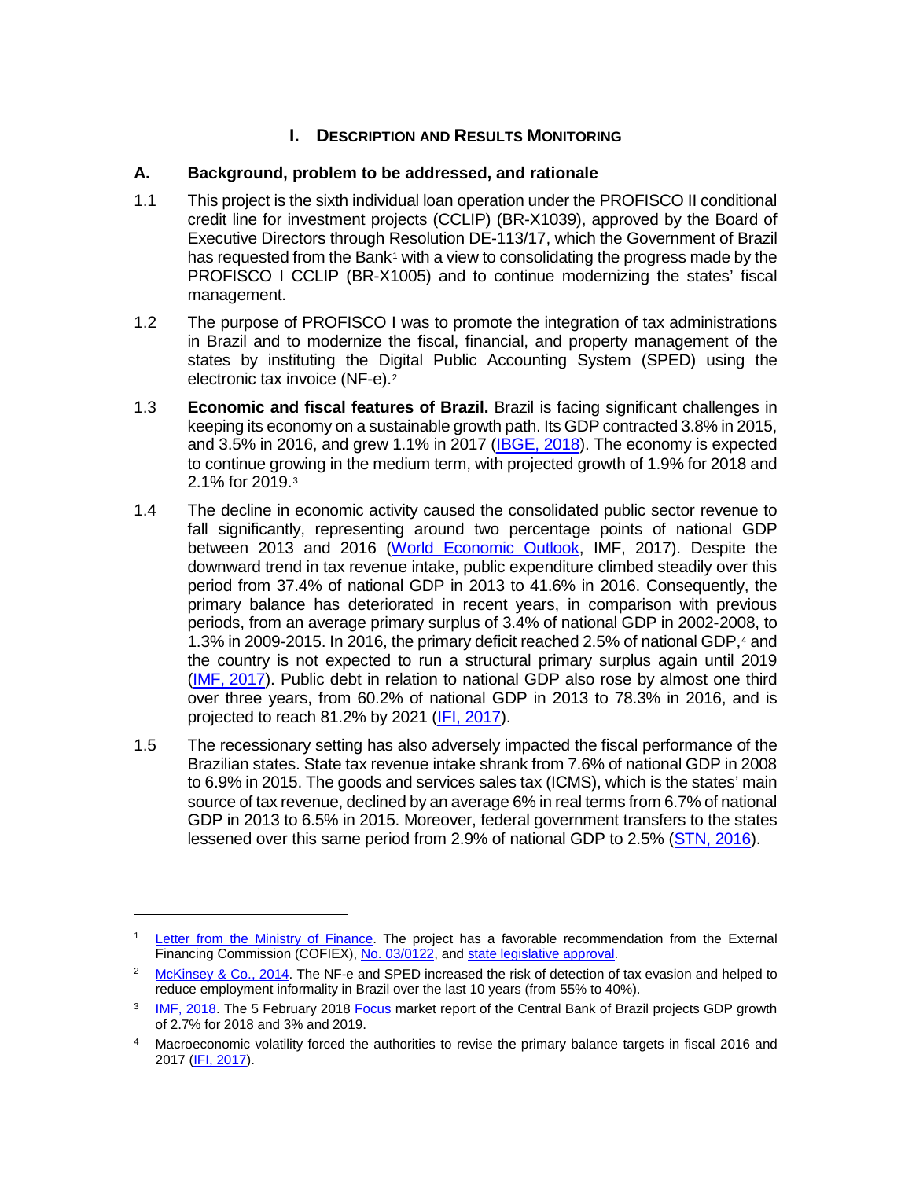# I. DESCRIPTION AND RESULTS MONITORING

## A. Background, problem to be addressed, and rationale

1.1 This project is the sixth individual loan operation under the PROFISCO II conditional credit line for investment projects (CCLIP) (BR-X1039), approved by the Board of Executive Directors through Resolution DE-113/17, which the Government of Brazil has requested from the Bank[1] with a view to consolidating the progress made by the PROFISCO I CCLIP (BR-X1005) and to continue modernizing the states' fiscal management.

1.2 The purpose of PROFISCO I was to promote the integration of tax administrations in Brazil and to modernize the fiscal, financial, and property management of the states by instituting the Digital Public Accounting System (SPED) using the electronic tax invoice (NF-e).[2]

1.3 **Economic and fiscal features of Brazil.** Brazil is facing significant challenges in keeping its economy on a sustainable growth path. Its GDP contracted 3.8% in 2015, and 3.5% in 2016, and grew 1.1% in 2017 (IBGE, 2018). The economy is expected to continue growing in the medium term, with projected growth of 1.9% for 2018 and 2.1% for 2019.[3]

1.4 The decline in economic activity caused the consolidated public sector revenue to fall significantly, representing around two percentage points of national GDP between 2013 and 2016 (World Economic Outlook, IMF, 2017). Despite the downward trend in tax revenue intake, public expenditure climbed steadily over this period from 37.4% of national GDP in 2013 to 41.6% in 2016. Consequently, the primary balance has deteriorated in recent years, in comparison with previous periods, from an average primary surplus of 3.4% of national GDP in 2002-2008, to 1.3% in 2009-2015. In 2016, the primary deficit reached 2.5% of national GDP,[4] and the country is not expected to run a structural primary surplus again until 2019 (IMF, 2017). Public debt in relation to national GDP also rose by almost one third over three years, from 60.2% of national GDP in 2013 to 78.3% in 2016, and is projected to reach 81.2% by 2021 (IFI, 2017).

1.5 The recessionary setting has also adversely impacted the fiscal performance of the Brazilian states. State tax revenue intake shrank from 7.6% of national GDP in 2008 to 6.9% in 2015. The goods and services sales tax (ICMS), which is the states' main source of tax revenue, declined by an average 6% in real terms from 6.7% of national GDP in 2013 to 6.5% in 2015. Moreover, federal government transfers to the states lessened over this same period from 2.9% of national GDP to 2.5% (STN, 2016).

---

[1] Letter from the Ministry of Finance. The project has a favorable recommendation from the External Financing Commission (COFIEX), No. 03/0122, and state legislative approval.

[2] McKinsey & Co., 2014. The NF-e and SPED increased the risk of detection of tax evasion and helped to reduce employment informality in Brazil over the last 10 years (from 55% to 40%).

[3] IMF, 2018. The 5 February 2018 Focus market report of the Central Bank of Brazil projects GDP growth of 2.7% for 2018 and 3% and 2019.

[4] Macroeconomic volatility forced the authorities to revise the primary balance targets in fiscal 2016 and 2017 (IFI, 2017).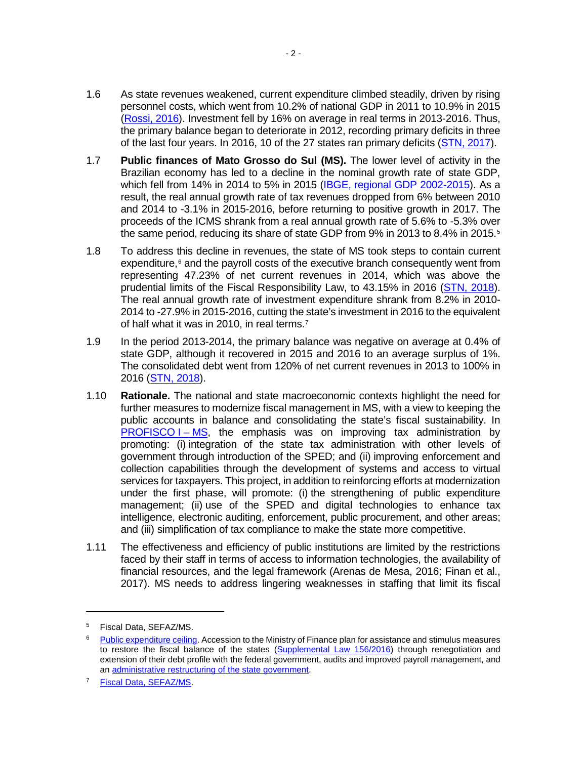1.6 As state revenues weakened, current expenditure climbed steadily, driven by rising personnel costs, which went from 10.2% of national GDP in 2011 to 10.9% in 2015 (Rossi, 2016). Investment fell by 16% on average in real terms in 2013-2016. Thus, the primary balance began to deteriorate in 2012, recording primary deficits in three of the last four years. In 2016, 10 of the 27 states ran primary deficits (STN, 2017).

1.7 **Public finances of Mato Grosso do Sul (MS).** The lower level of activity in the Brazilian economy has led to a decline in the nominal growth rate of state GDP, which fell from 14% in 2014 to 5% in 2015 (IBGE, regional GDP 2002-2015). As a result, the real annual growth rate of tax revenues dropped from 6% between 2010 and 2014 to -3.1% in 2015-2016, before returning to positive growth in 2017. The proceeds of the ICMS shrank from a real annual growth rate of 5.6% to -5.3% over the same period, reducing its share of state GDP from 9% in 2013 to 8.4% in 2015.[5]

1.8 To address this decline in revenues, the state of MS took steps to contain current expenditure,[6] and the payroll costs of the executive branch consequently went from representing 47.23% of net current revenues in 2014, which was above the prudential limits of the Fiscal Responsibility Law, to 43.15% in 2016 (STN, 2018). The real annual growth rate of investment expenditure shrank from 8.2% in 2010-2014 to -27.9% in 2015-2016, cutting the state's investment in 2016 to the equivalent of half what it was in 2010, in real terms.[7]

1.9 In the period 2013-2014, the primary balance was negative on average at 0.4% of state GDP, although it recovered in 2015 and 2016 to an average surplus of 1%. The consolidated debt went from 120% of net current revenues in 2013 to 100% in 2016 (STN, 2018).

1.10 **Rationale.** The national and state macroeconomic contexts highlight the need for further measures to modernize fiscal management in MS, with a view to keeping the public accounts in balance and consolidating the state's fiscal sustainability. In PROFISCO I – MS, the emphasis was on improving tax administration by promoting: (i) integration of the state tax administration with other levels of government through introduction of the SPED; and (ii) improving enforcement and collection capabilities through the development of systems and access to virtual services for taxpayers. This project, in addition to reinforcing efforts at modernization under the first phase, will promote: (i) the strengthening of public expenditure management; (ii) use of the SPED and digital technologies to enhance tax intelligence, electronic auditing, enforcement, public procurement, and other areas; and (iii) simplification of tax compliance to make the state more competitive.

1.11 The effectiveness and efficiency of public institutions are limited by the restrictions faced by their staff in terms of access to information technologies, the availability of financial resources, and the legal framework (Arenas de Mesa, 2016; Finan et al., 2017). MS needs to address lingering weaknesses in staffing that limit its fiscal

---

[5] Fiscal Data, SEFAZ/MS.

[6] Public expenditure ceiling. Accession to the Ministry of Finance plan for assistance and stimulus measures to restore the fiscal balance of the states (Supplemental Law 156/2016) through renegotiation and extension of their debt profile with the federal government, audits and improved payroll management, and an administrative restructuring of the state government.

[7] Fiscal Data, SEFAZ/MS.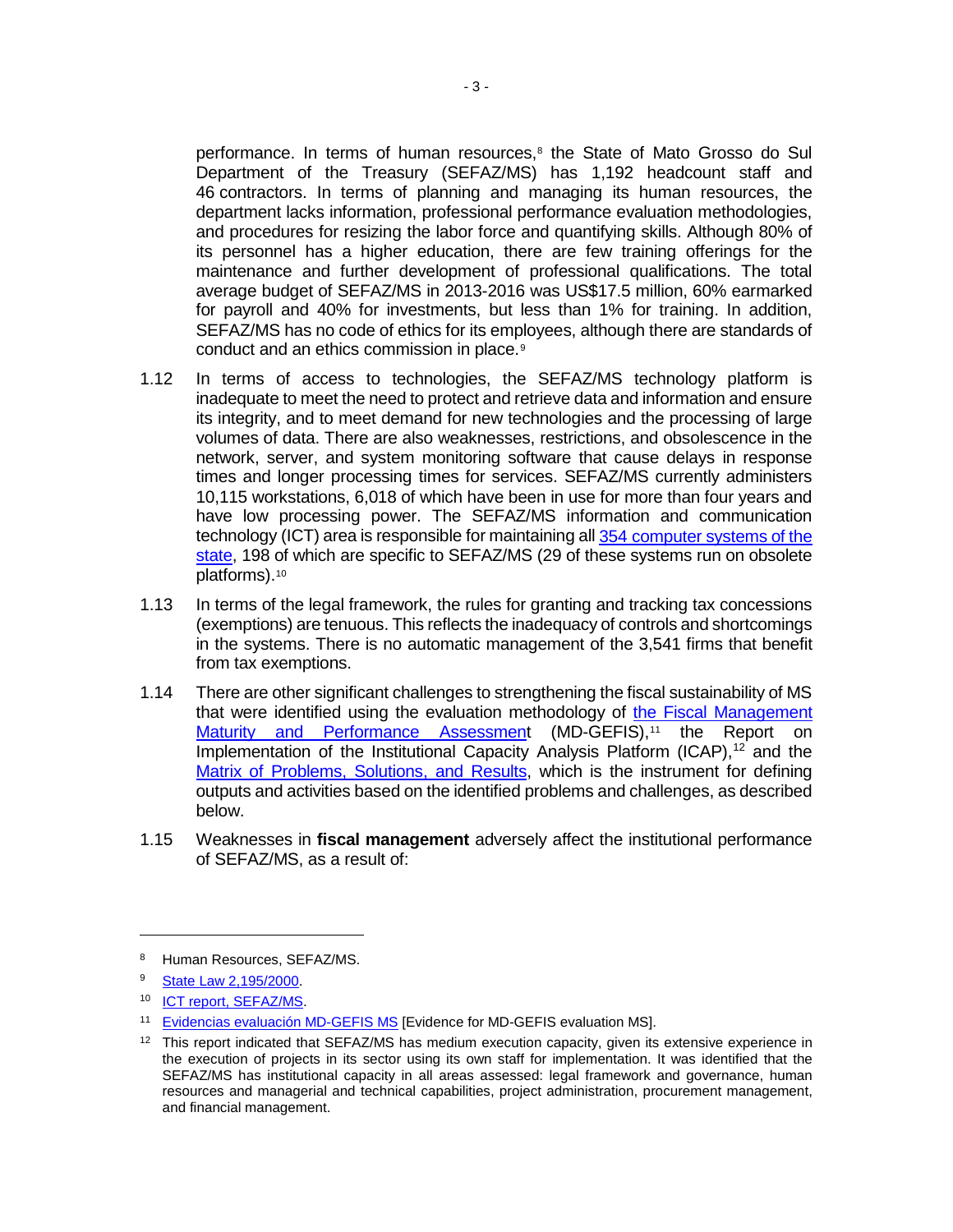performance. In terms of human resources,[8] the State of Mato Grosso do Sul Department of the Treasury (SEFAZ/MS) has 1,192 headcount staff and 46 contractors. In terms of planning and managing its human resources, the department lacks information, professional performance evaluation methodologies, and procedures for resizing the labor force and quantifying skills. Although 80% of its personnel has a higher education, there are few training offerings for the maintenance and further development of professional qualifications. The total average budget of SEFAZ/MS in 2013-2016 was US$17.5 million, 60% earmarked for payroll and 40% for investments, but less than 1% for training. In addition, SEFAZ/MS has no code of ethics for its employees, although there are standards of conduct and an ethics commission in place.[9]

1.12 In terms of access to technologies, the SEFAZ/MS technology platform is inadequate to meet the need to protect and retrieve data and information and ensure its integrity, and to meet demand for new technologies and the processing of large volumes of data. There are also weaknesses, restrictions, and obsolescence in the network, server, and system monitoring software that cause delays in response times and longer processing times for services. SEFAZ/MS currently administers 10,115 workstations, 6,018 of which have been in use for more than four years and have low processing power. The SEFAZ/MS information and communication technology (ICT) area is responsible for maintaining all 354 computer systems of the state, 198 of which are specific to SEFAZ/MS (29 of these systems run on obsolete platforms).[10]

1.13 In terms of the legal framework, the rules for granting and tracking tax concessions (exemptions) are tenuous. This reflects the inadequacy of controls and shortcomings in the systems. There is no automatic management of the 3,541 firms that benefit from tax exemptions.

1.14 There are other significant challenges to strengthening the fiscal sustainability of MS that were identified using the evaluation methodology of the Fiscal Management Maturity and Performance Assessment (MD-GEFIS),[11] the Report on Implementation of the Institutional Capacity Analysis Platform (ICAP),[12] and the Matrix of Problems, Solutions, and Results, which is the instrument for defining outputs and activities based on the identified problems and challenges, as described below.

1.15 Weaknesses in **fiscal management** adversely affect the institutional performance of SEFAZ/MS, as a result of:

---

[8] Human Resources, SEFAZ/MS.

[9] State Law 2,195/2000.

[10] ICT report, SEFAZ/MS.

[11] Evidencias evaluación MD-GEFIS MS [Evidence for MD-GEFIS evaluation MS].

[12] This report indicated that SEFAZ/MS has medium execution capacity, given its extensive experience in the execution of projects in its sector using its own staff for implementation. It was identified that the SEFAZ/MS has institutional capacity in all areas assessed: legal framework and governance, human resources and managerial and technical capabilities, project administration, procurement management, and financial management.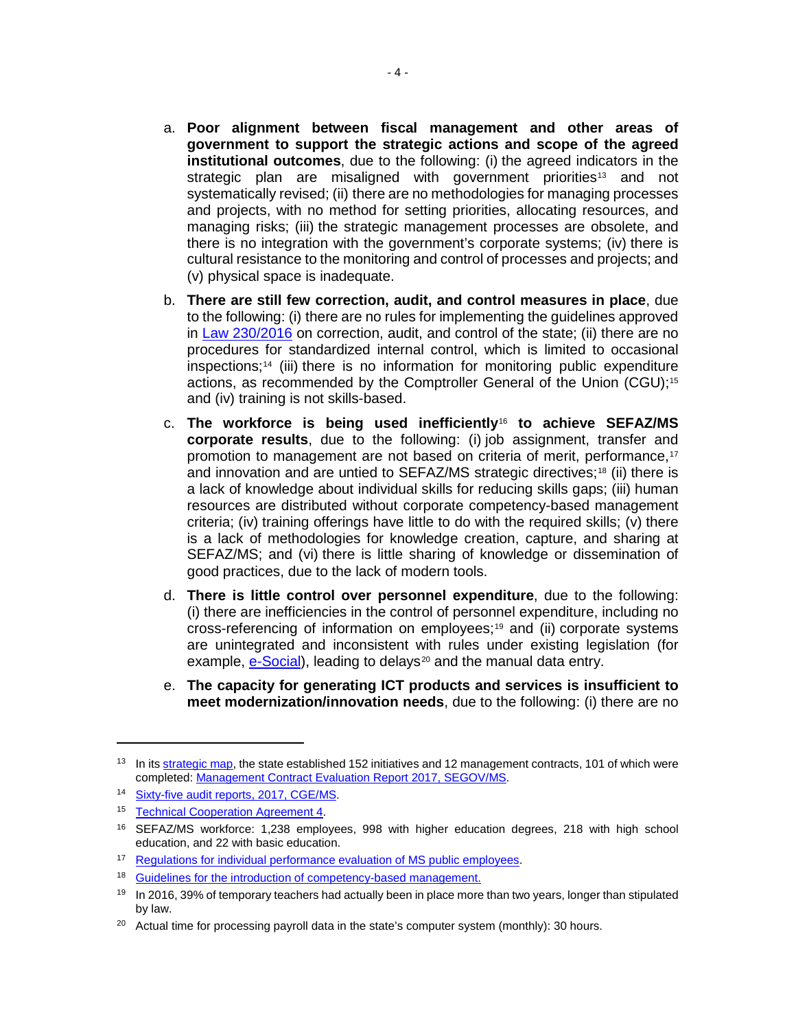a. **Poor alignment between fiscal management and other areas of government to support the strategic actions and scope of the agreed institutional outcomes**, due to the following: (i) the agreed indicators in the strategic plan are misaligned with government priorities[13] and not systematically revised; (ii) there are no methodologies for managing processes and projects, with no method for setting priorities, allocating resources, and managing risks; (iii) the strategic management processes are obsolete, and there is no integration with the government's corporate systems; (iv) there is cultural resistance to the monitoring and control of processes and projects; and (v) physical space is inadequate.

b. **There are still few correction, audit, and control measures in place**, due to the following: (i) there are no rules for implementing the guidelines approved in Law 230/2016 on correction, audit, and control of the state; (ii) there are no procedures for standardized internal control, which is limited to occasional inspections;[14] (iii) there is no information for monitoring public expenditure actions, as recommended by the Comptroller General of the Union (CGU);[15] and (iv) training is not skills-based.

c. **The workforce is being used inefficiently**[16] **to achieve SEFAZ/MS corporate results**, due to the following: (i) job assignment, transfer and promotion to management are not based on criteria of merit, performance,[17] and innovation and are untied to SEFAZ/MS strategic directives;[18] (ii) there is a lack of knowledge about individual skills for reducing skills gaps; (iii) human resources are distributed without corporate competency-based management criteria; (iv) training offerings have little to do with the required skills; (v) there is a lack of methodologies for knowledge creation, capture, and sharing at SEFAZ/MS; and (vi) there is little sharing of knowledge or dissemination of good practices, due to the lack of modern tools.

d. **There is little control over personnel expenditure**, due to the following: (i) there are inefficiencies in the control of personnel expenditure, including no cross-referencing of information on employees;[19] and (ii) corporate systems are unintegrated and inconsistent with rules under existing legislation (for example, e-Social), leading to delays[20] and the manual data entry.

e. **The capacity for generating ICT products and services is insufficient to meet modernization/innovation needs**, due to the following: (i) there are no

---

[13] In its strategic map, the state established 152 initiatives and 12 management contracts, 101 of which were completed: Management Contract Evaluation Report 2017, SEGOV/MS.

[14] Sixty-five audit reports, 2017, CGE/MS.

[15] Technical Cooperation Agreement 4.

[16] SEFAZ/MS workforce: 1,238 employees, 998 with higher education degrees, 218 with high school education, and 22 with basic education.

[17] Regulations for individual performance evaluation of MS public employees.

[18] Guidelines for the introduction of competency-based management.

[19] In 2016, 39% of temporary teachers had actually been in place more than two years, longer than stipulated by law.

[20] Actual time for processing payroll data in the state's computer system (monthly): 30 hours.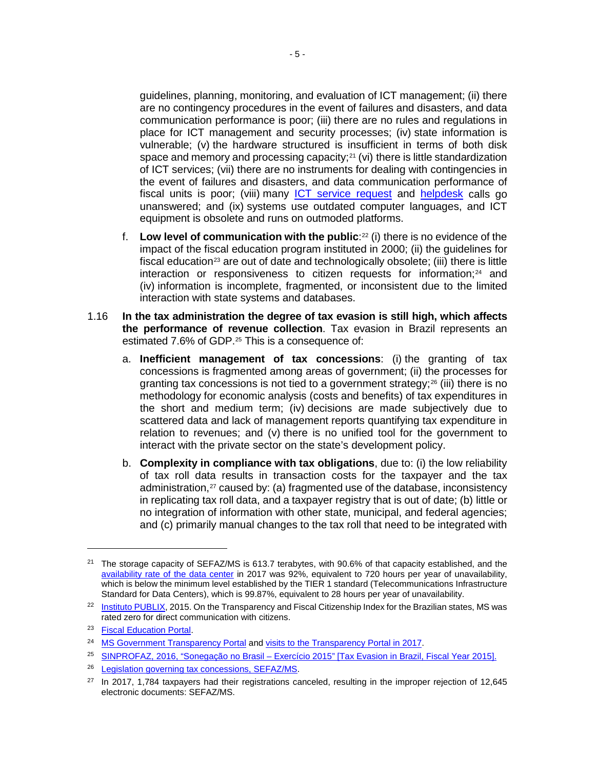guidelines, planning, monitoring, and evaluation of ICT management; (ii) there are no contingency procedures in the event of failures and disasters, and data communication performance is poor; (iii) there are no rules and regulations in place for ICT management and security processes; (iv) state information is vulnerable; (v) the hardware structured is insufficient in terms of both disk space and memory and processing capacity;[21] (vi) there is little standardization of ICT services; (vii) there are no instruments for dealing with contingencies in the event of failures and disasters, and data communication performance of fiscal units is poor; (viii) many ICT service request and helpdesk calls go unanswered; and (ix) systems use outdated computer languages, and ICT equipment is obsolete and runs on outmoded platforms.

f. **Low level of communication with the public**:[22] (i) there is no evidence of the impact of the fiscal education program instituted in 2000; (ii) the guidelines for fiscal education[23] are out of date and technologically obsolete; (iii) there is little interaction or responsiveness to citizen requests for information;[24] and (iv) information is incomplete, fragmented, or inconsistent due to the limited interaction with state systems and databases.

1.16 **In the tax administration the degree of tax evasion is still high, which affects the performance of revenue collection**. Tax evasion in Brazil represents an estimated 7.6% of GDP.[25] This is a consequence of:

a. **Inefficient management of tax concessions**: (i) the granting of tax concessions is fragmented among areas of government; (ii) the processes for granting tax concessions is not tied to a government strategy;[26] (iii) there is no methodology for economic analysis (costs and benefits) of tax expenditures in the short and medium term; (iv) decisions are made subjectively due to scattered data and lack of management reports quantifying tax expenditure in relation to revenues; and (v) there is no unified tool for the government to interact with the private sector on the state's development policy.

b. **Complexity in compliance with tax obligations**, due to: (i) the low reliability of tax roll data results in transaction costs for the taxpayer and the tax administration,[27] caused by: (a) fragmented use of the database, inconsistency in replicating tax roll data, and a taxpayer registry that is out of date; (b) little or no integration of information with other state, municipal, and federal agencies; and (c) primarily manual changes to the tax roll that need to be integrated with

---

[21] The storage capacity of SEFAZ/MS is 613.7 terabytes, with 90.6% of that capacity established, and the availability rate of the data center in 2017 was 92%, equivalent to 720 hours per year of unavailability, which is below the minimum level established by the TIER 1 standard (Telecommunications Infrastructure Standard for Data Centers), which is 99.87%, equivalent to 28 hours per year of unavailability.

[22] Instituto PUBLIX, 2015. On the Transparency and Fiscal Citizenship Index for the Brazilian states, MS was rated zero for direct communication with citizens.

[23] Fiscal Education Portal.

[24] MS Government Transparency Portal and visits to the Transparency Portal in 2017.

[25] SINPROFAZ, 2016, "Sonegação no Brasil – Exercício 2015" [Tax Evasion in Brazil, Fiscal Year 2015].

[26] Legislation governing tax concessions, SEFAZ/MS.

[27] In 2017, 1,784 taxpayers had their registrations canceled, resulting in the improper rejection of 12,645 electronic documents: SEFAZ/MS.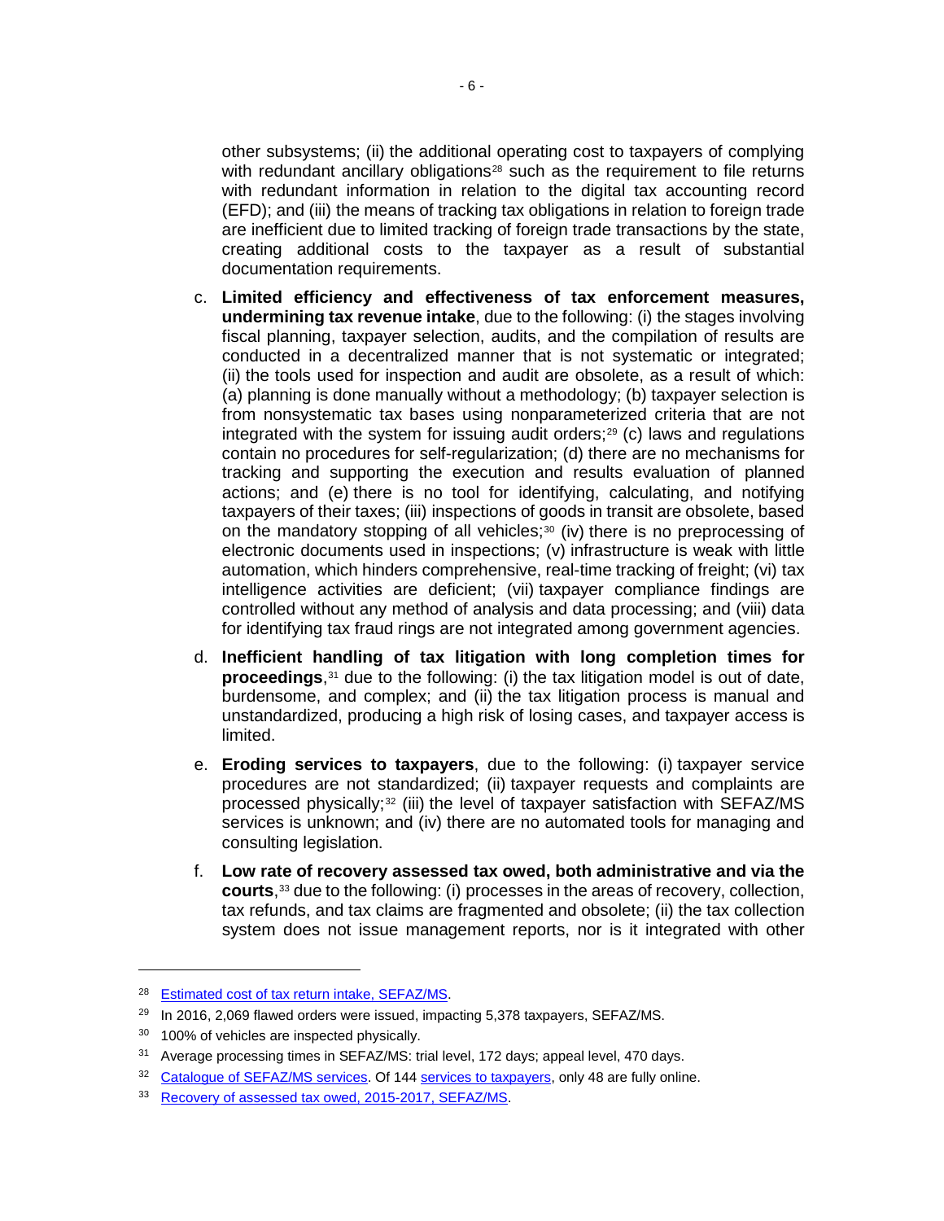other subsystems; (ii) the additional operating cost to taxpayers of complying with redundant ancillary obligations[28] such as the requirement to file returns with redundant information in relation to the digital tax accounting record (EFD); and (iii) the means of tracking tax obligations in relation to foreign trade are inefficient due to limited tracking of foreign trade transactions by the state, creating additional costs to the taxpayer as a result of substantial documentation requirements.

c. **Limited efficiency and effectiveness of tax enforcement measures, undermining tax revenue intake**, due to the following: (i) the stages involving fiscal planning, taxpayer selection, audits, and the compilation of results are conducted in a decentralized manner that is not systematic or integrated; (ii) the tools used for inspection and audit are obsolete, as a result of which: (a) planning is done manually without a methodology; (b) taxpayer selection is from nonsystematic tax bases using nonparameterized criteria that are not integrated with the system for issuing audit orders;[29] (c) laws and regulations contain no procedures for self-regularization; (d) there are no mechanisms for tracking and supporting the execution and results evaluation of planned actions; and (e) there is no tool for identifying, calculating, and notifying taxpayers of their taxes; (iii) inspections of goods in transit are obsolete, based on the mandatory stopping of all vehicles;[30] (iv) there is no preprocessing of electronic documents used in inspections; (v) infrastructure is weak with little automation, which hinders comprehensive, real-time tracking of freight; (vi) tax intelligence activities are deficient; (vii) taxpayer compliance findings are controlled without any method of analysis and data processing; and (viii) data for identifying tax fraud rings are not integrated among government agencies.

d. **Inefficient handling of tax litigation with long completion times for proceedings**,[31] due to the following: (i) the tax litigation model is out of date, burdensome, and complex; and (ii) the tax litigation process is manual and unstandardized, producing a high risk of losing cases, and taxpayer access is limited.

e. **Eroding services to taxpayers**, due to the following: (i) taxpayer service procedures are not standardized; (ii) taxpayer requests and complaints are processed physically;[32] (iii) the level of taxpayer satisfaction with SEFAZ/MS services is unknown; and (iv) there are no automated tools for managing and consulting legislation.

f. **Low rate of recovery assessed tax owed, both administrative and via the courts**,[33] due to the following: (i) processes in the areas of recovery, collection, tax refunds, and tax claims are fragmented and obsolete; (ii) the tax collection system does not issue management reports, nor is it integrated with other

---

[28] Estimated cost of tax return intake, SEFAZ/MS.

[29] In 2016, 2,069 flawed orders were issued, impacting 5,378 taxpayers, SEFAZ/MS.

[30] 100% of vehicles are inspected physically.

[31] Average processing times in SEFAZ/MS: trial level, 172 days; appeal level, 470 days.

[32] Catalogue of SEFAZ/MS services. Of 144 services to taxpayers, only 48 are fully online.

[33] Recovery of assessed tax owed, 2015-2017, SEFAZ/MS.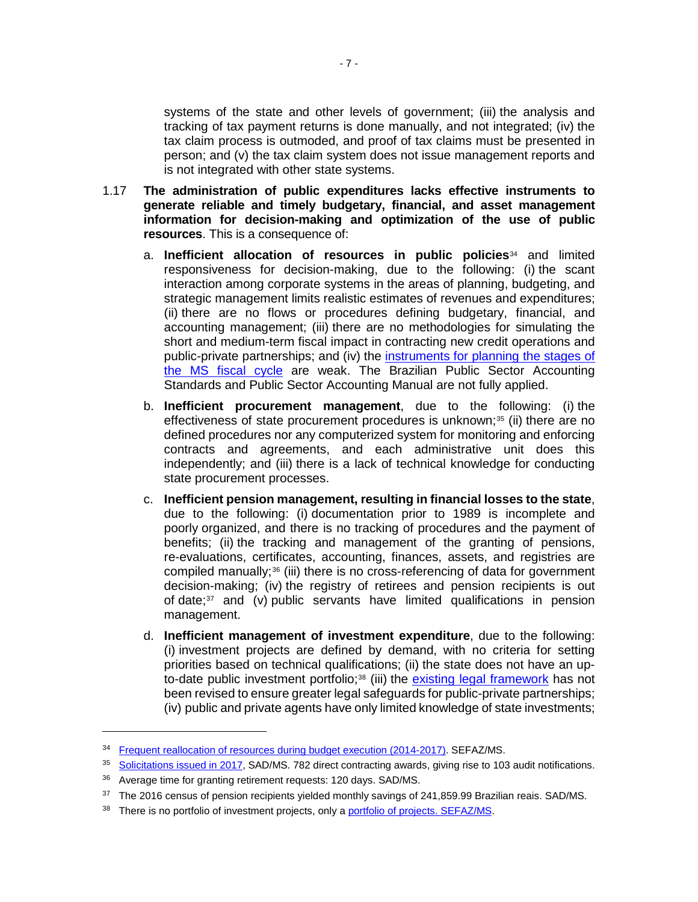systems of the state and other levels of government; (iii) the analysis and tracking of tax payment returns is done manually, and not integrated; (iv) the tax claim process is outmoded, and proof of tax claims must be presented in person; and (v) the tax claim system does not issue management reports and is not integrated with other state systems.

1.17 **The administration of public expenditures lacks effective instruments to generate reliable and timely budgetary, financial, and asset management information for decision-making and optimization of the use of public resources**. This is a consequence of:

a. **Inefficient allocation of resources in public policies**[34] and limited responsiveness for decision-making, due to the following: (i) the scant interaction among corporate systems in the areas of planning, budgeting, and strategic management limits realistic estimates of revenues and expenditures; (ii) there are no flows or procedures defining budgetary, financial, and accounting management; (iii) there are no methodologies for simulating the short and medium-term fiscal impact in contracting new credit operations and public-private partnerships; and (iv) the instruments for planning the stages of the MS fiscal cycle are weak. The Brazilian Public Sector Accounting Standards and Public Sector Accounting Manual are not fully applied.

b. **Inefficient procurement management**, due to the following: (i) the effectiveness of state procurement procedures is unknown;[35] (ii) there are no defined procedures nor any computerized system for monitoring and enforcing contracts and agreements, and each administrative unit does this independently; and (iii) there is a lack of technical knowledge for conducting state procurement processes.

c. **Inefficient pension management, resulting in financial losses to the state**, due to the following: (i) documentation prior to 1989 is incomplete and poorly organized, and there is no tracking of procedures and the payment of benefits; (ii) the tracking and management of the granting of pensions, re-evaluations, certificates, accounting, finances, assets, and registries are compiled manually;[36] (iii) there is no cross-referencing of data for government decision-making; (iv) the registry of retirees and pension recipients is out of date;[37] and (v) public servants have limited qualifications in pension management.

d. **Inefficient management of investment expenditure**, due to the following: (i) investment projects are defined by demand, with no criteria for setting priorities based on technical qualifications; (ii) the state does not have an up-to-date public investment portfolio;[38] (iii) the existing legal framework has not been revised to ensure greater legal safeguards for public-private partnerships; (iv) public and private agents have only limited knowledge of state investments;

---

[34] Frequent reallocation of resources during budget execution (2014-2017). SEFAZ/MS.

[35] Solicitations issued in 2017, SAD/MS. 782 direct contracting awards, giving rise to 103 audit notifications.

[36] Average time for granting retirement requests: 120 days. SAD/MS.

[37] The 2016 census of pension recipients yielded monthly savings of 241,859.99 Brazilian reais. SAD/MS.

[38] There is no portfolio of investment projects, only a portfolio of projects. SEFAZ/MS.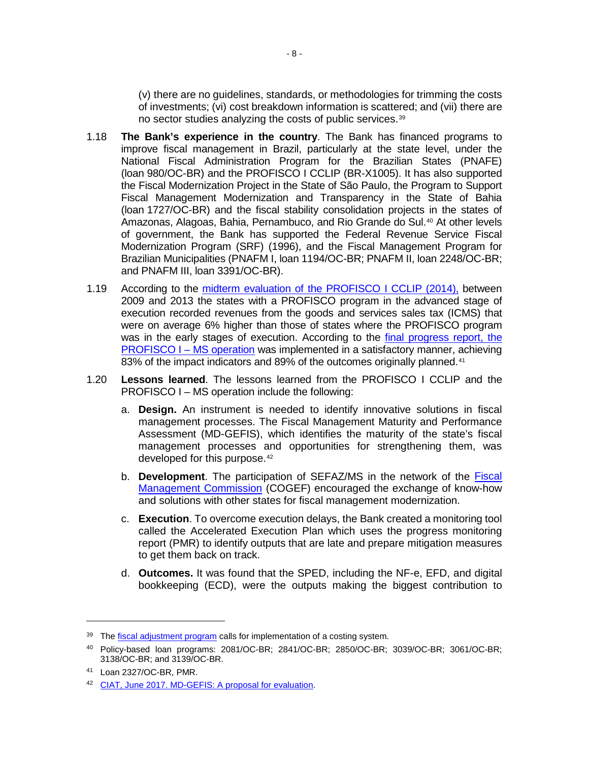(v) there are no guidelines, standards, or methodologies for trimming the costs of investments; (vi) cost breakdown information is scattered; and (vii) there are no sector studies analyzing the costs of public services.[39]

1.18 **The Bank's experience in the country**. The Bank has financed programs to improve fiscal management in Brazil, particularly at the state level, under the National Fiscal Administration Program for the Brazilian States (PNAFE) (loan 980/OC-BR) and the PROFISCO I CCLIP (BR-X1005). It has also supported the Fiscal Modernization Project in the State of São Paulo, the Program to Support Fiscal Management Modernization and Transparency in the State of Bahia (loan 1727/OC-BR) and the fiscal stability consolidation projects in the states of Amazonas, Alagoas, Bahia, Pernambuco, and Rio Grande do Sul.[40] At other levels of government, the Bank has supported the Federal Revenue Service Fiscal Modernization Program (SRF) (1996), and the Fiscal Management Program for Brazilian Municipalities (PNAFM I, loan 1194/OC-BR; PNAFM II, loan 2248/OC-BR; and PNAFM III, loan 3391/OC-BR).

1.19 According to the midterm evaluation of the PROFISCO I CCLIP (2014), between 2009 and 2013 the states with a PROFISCO program in the advanced stage of execution recorded revenues from the goods and services sales tax (ICMS) that were on average 6% higher than those of states where the PROFISCO program was in the early stages of execution. According to the final progress report, the PROFISCO I – MS operation was implemented in a satisfactory manner, achieving 83% of the impact indicators and 89% of the outcomes originally planned.[41]

1.20 **Lessons learned**. The lessons learned from the PROFISCO I CCLIP and the PROFISCO I – MS operation include the following:

a. **Design.** An instrument is needed to identify innovative solutions in fiscal management processes. The Fiscal Management Maturity and Performance Assessment (MD-GEFIS), which identifies the maturity of the state's fiscal management processes and opportunities for strengthening them, was developed for this purpose.[42]

b. **Development**. The participation of SEFAZ/MS in the network of the Fiscal Management Commission (COGEF) encouraged the exchange of know-how and solutions with other states for fiscal management modernization.

c. **Execution**. To overcome execution delays, the Bank created a monitoring tool called the Accelerated Execution Plan which uses the progress monitoring report (PMR) to identify outputs that are late and prepare mitigation measures to get them back on track.

d. **Outcomes.** It was found that the SPED, including the NF-e, EFD, and digital bookkeeping (ECD), were the outputs making the biggest contribution to

---

[39] The fiscal adjustment program calls for implementation of a costing system.

[40] Policy-based loan programs: 2081/OC-BR; 2841/OC-BR; 2850/OC-BR; 3039/OC-BR; 3061/OC-BR; 3138/OC-BR; and 3139/OC-BR.

[41] Loan 2327/OC-BR, PMR.

[42] CIAT, June 2017. MD-GEFIS: A proposal for evaluation.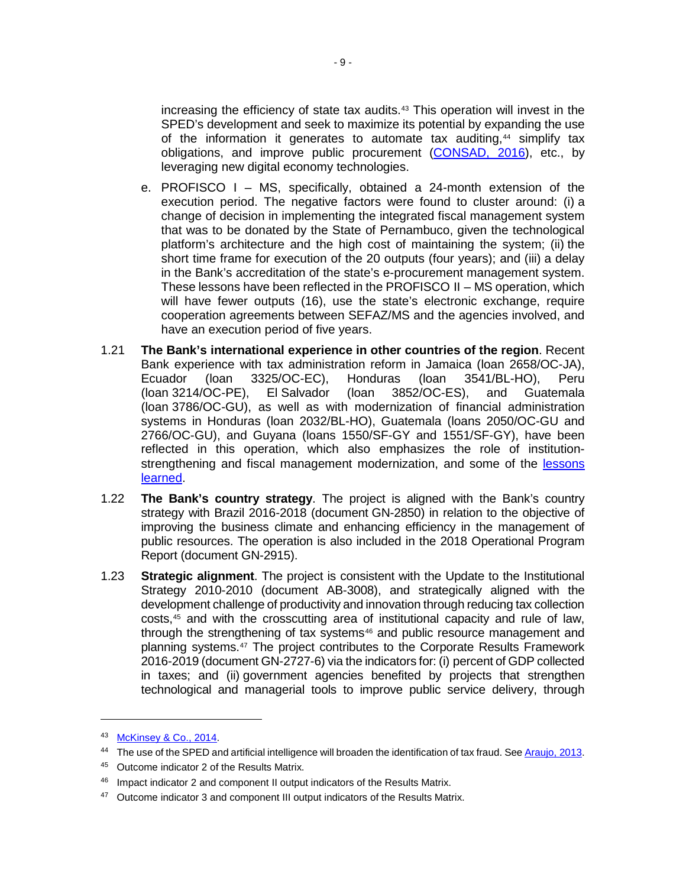increasing the efficiency of state tax audits.[43] This operation will invest in the SPED's development and seek to maximize its potential by expanding the use of the information it generates to automate tax auditing,[44] simplify tax obligations, and improve public procurement (CONSAD, 2016), etc., by leveraging new digital economy technologies.

e. PROFISCO I – MS, specifically, obtained a 24-month extension of the execution period. The negative factors were found to cluster around: (i) a change of decision in implementing the integrated fiscal management system that was to be donated by the State of Pernambuco, given the technological platform's architecture and the high cost of maintaining the system; (ii) the short time frame for execution of the 20 outputs (four years); and (iii) a delay in the Bank's accreditation of the state's e-procurement management system. These lessons have been reflected in the PROFISCO II – MS operation, which will have fewer outputs (16), use the state's electronic exchange, require cooperation agreements between SEFAZ/MS and the agencies involved, and have an execution period of five years.

1.21 **The Bank's international experience in other countries of the region**. Recent Bank experience with tax administration reform in Jamaica (loan 2658/OC-JA), Ecuador (loan 3325/OC-EC), Honduras (loan 3541/BL-HO), Peru (loan 3214/OC-PE), El Salvador (loan 3852/OC-ES), and Guatemala (loan 3786/OC-GU), as well as with modernization of financial administration systems in Honduras (loan 2032/BL-HO), Guatemala (loans 2050/OC-GU and 2766/OC-GU), and Guyana (loans 1550/SF-GY and 1551/SF-GY), have been reflected in this operation, which also emphasizes the role of institution-strengthening and fiscal management modernization, and some of the lessons learned.

1.22 **The Bank's country strategy**. The project is aligned with the Bank's country strategy with Brazil 2016-2018 (document GN-2850) in relation to the objective of improving the business climate and enhancing efficiency in the management of public resources. The operation is also included in the 2018 Operational Program Report (document GN-2915).

1.23 **Strategic alignment**. The project is consistent with the Update to the Institutional Strategy 2010-2010 (document AB-3008), and strategically aligned with the development challenge of productivity and innovation through reducing tax collection costs,[45] and with the crosscutting area of institutional capacity and rule of law, through the strengthening of tax systems[46] and public resource management and planning systems.[47] The project contributes to the Corporate Results Framework 2016-2019 (document GN-2727-6) via the indicators for: (i) percent of GDP collected in taxes; and (ii) government agencies benefited by projects that strengthen technological and managerial tools to improve public service delivery, through

---

[43] McKinsey & Co., 2014.

[44] The use of the SPED and artificial intelligence will broaden the identification of tax fraud. See Araujo, 2013.

[45] Outcome indicator 2 of the Results Matrix.

[46] Impact indicator 2 and component II output indicators of the Results Matrix.

[47] Outcome indicator 3 and component III output indicators of the Results Matrix.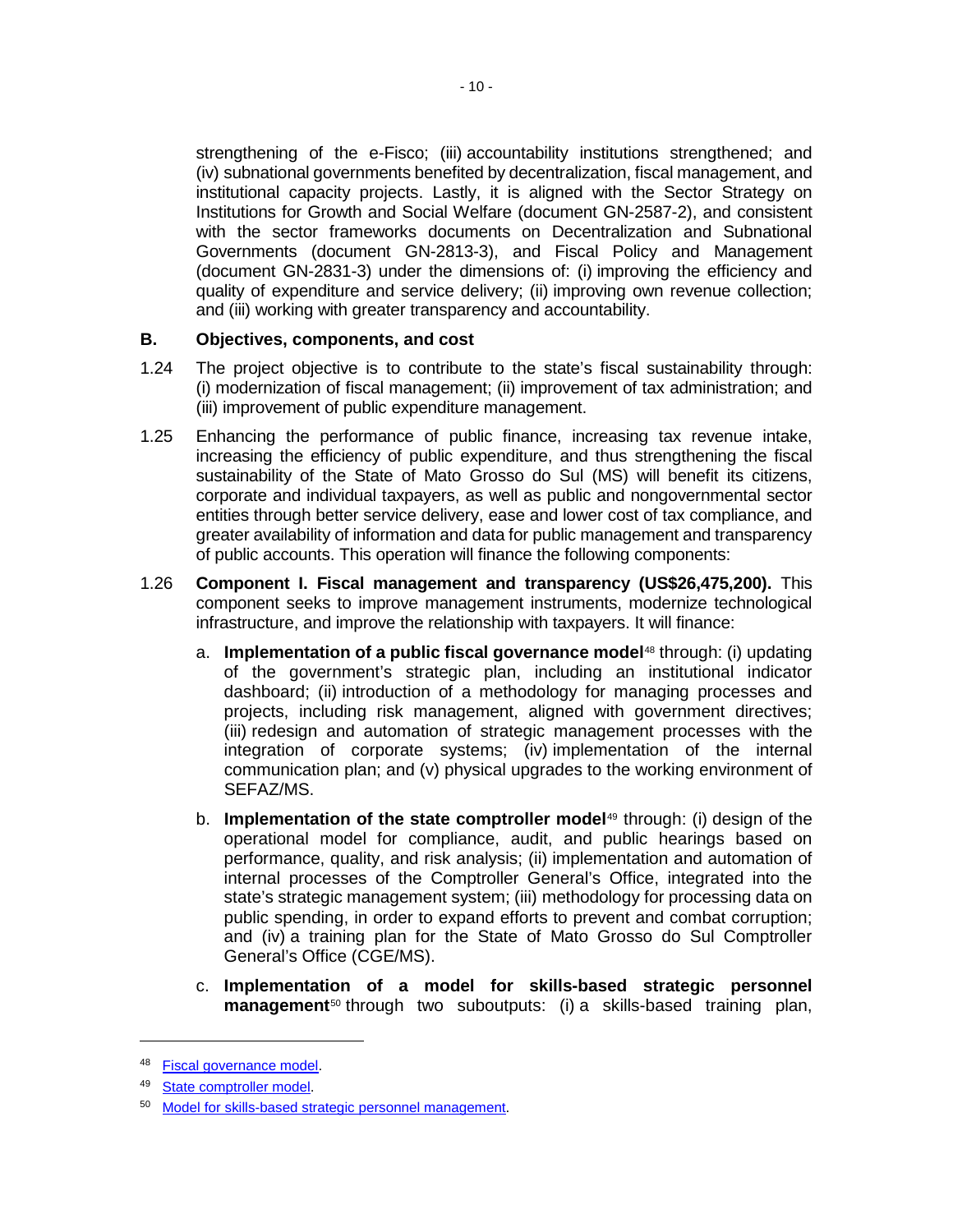strengthening of the e-Fisco; (iii) accountability institutions strengthened; and (iv) subnational governments benefited by decentralization, fiscal management, and institutional capacity projects. Lastly, it is aligned with the Sector Strategy on Institutions for Growth and Social Welfare (document GN-2587-2), and consistent with the sector frameworks documents on Decentralization and Subnational Governments (document GN-2813-3), and Fiscal Policy and Management (document GN-2831-3) under the dimensions of: (i) improving the efficiency and quality of expenditure and service delivery; (ii) improving own revenue collection; and (iii) working with greater transparency and accountability.

## B. Objectives, components, and cost

1.24 The project objective is to contribute to the state's fiscal sustainability through: (i) modernization of fiscal management; (ii) improvement of tax administration; and (iii) improvement of public expenditure management.

1.25 Enhancing the performance of public finance, increasing tax revenue intake, increasing the efficiency of public expenditure, and thus strengthening the fiscal sustainability of the State of Mato Grosso do Sul (MS) will benefit its citizens, corporate and individual taxpayers, as well as public and nongovernmental sector entities through better service delivery, ease and lower cost of tax compliance, and greater availability of information and data for public management and transparency of public accounts. This operation will finance the following components:

1.26 **Component I. Fiscal management and transparency (US$26,475,200).** This component seeks to improve management instruments, modernize technological infrastructure, and improve the relationship with taxpayers. It will finance:

a. **Implementation of a public fiscal governance model**[48] through: (i) updating of the government's strategic plan, including an institutional indicator dashboard; (ii) introduction of a methodology for managing processes and projects, including risk management, aligned with government directives; (iii) redesign and automation of strategic management processes with the integration of corporate systems; (iv) implementation of the internal communication plan; and (v) physical upgrades to the working environment of SEFAZ/MS.

b. **Implementation of the state comptroller model**[49] through: (i) design of the operational model for compliance, audit, and public hearings based on performance, quality, and risk analysis; (ii) implementation and automation of internal processes of the Comptroller General's Office, integrated into the state's strategic management system; (iii) methodology for processing data on public spending, in order to expand efforts to prevent and combat corruption; and (iv) a training plan for the State of Mato Grosso do Sul Comptroller General's Office (CGE/MS).

c. **Implementation of a model for skills-based strategic personnel management**[50] through two suboutputs: (i) a skills-based training plan,

---

[48] Fiscal governance model.

[49] State comptroller model.

[50] Model for skills-based strategic personnel management.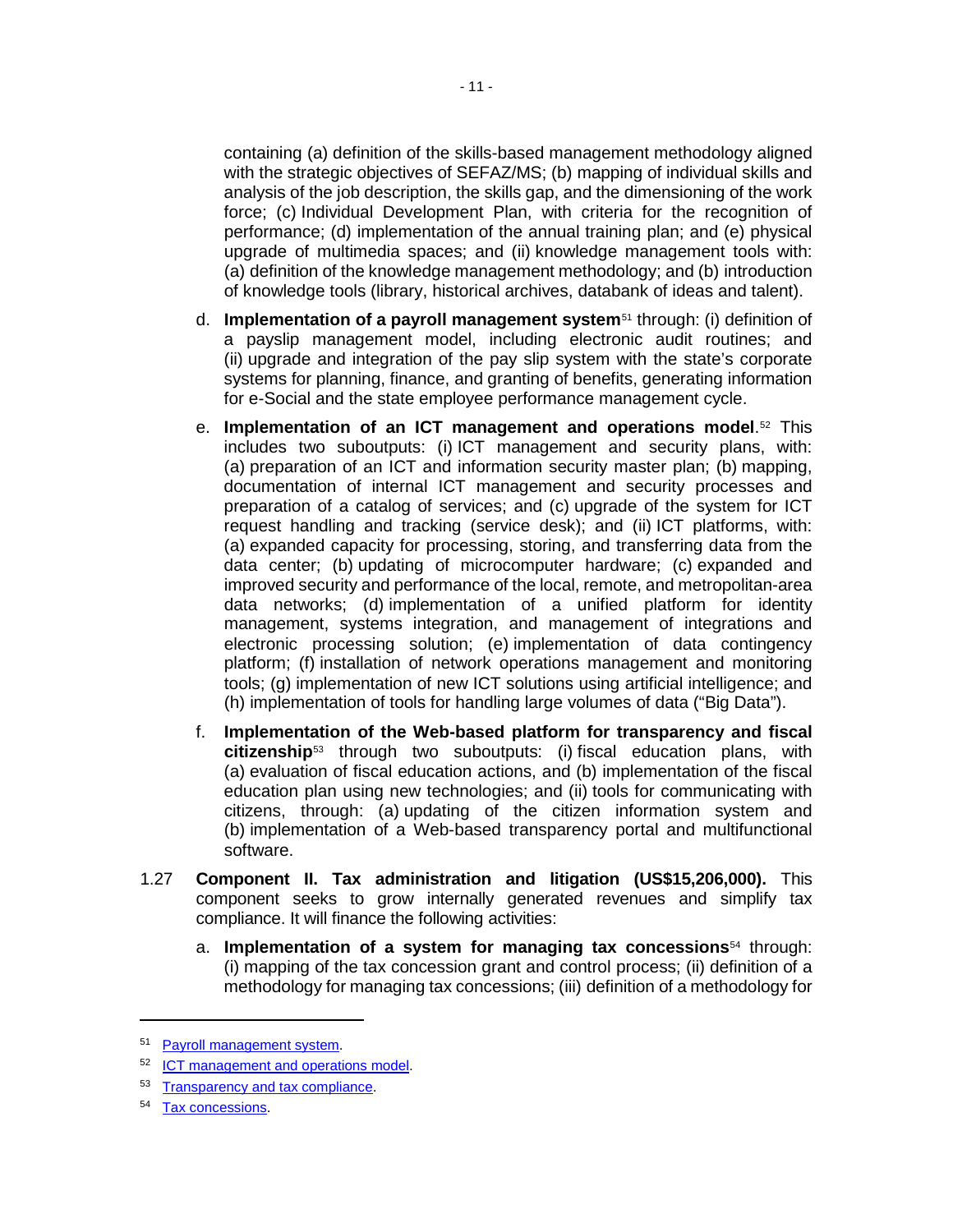containing (a) definition of the skills-based management methodology aligned with the strategic objectives of SEFAZ/MS; (b) mapping of individual skills and analysis of the job description, the skills gap, and the dimensioning of the work force; (c) Individual Development Plan, with criteria for the recognition of performance; (d) implementation of the annual training plan; and (e) physical upgrade of multimedia spaces; and (ii) knowledge management tools with: (a) definition of the knowledge management methodology; and (b) introduction of knowledge tools (library, historical archives, databank of ideas and talent).

d. **Implementation of a payroll management system**[51] through: (i) definition of a payslip management model, including electronic audit routines; and (ii) upgrade and integration of the pay slip system with the state's corporate systems for planning, finance, and granting of benefits, generating information for e-Social and the state employee performance management cycle.

e. **Implementation of an ICT management and operations model**.[52] This includes two suboutputs: (i) ICT management and security plans, with: (a) preparation of an ICT and information security master plan; (b) mapping, documentation of internal ICT management and security processes and preparation of a catalog of services; and (c) upgrade of the system for ICT request handling and tracking (service desk); and (ii) ICT platforms, with: (a) expanded capacity for processing, storing, and transferring data from the data center; (b) updating of microcomputer hardware; (c) expanded and improved security and performance of the local, remote, and metropolitan-area data networks; (d) implementation of a unified platform for identity management, systems integration, and management of integrations and electronic processing solution; (e) implementation of data contingency platform; (f) installation of network operations management and monitoring tools; (g) implementation of new ICT solutions using artificial intelligence; and (h) implementation of tools for handling large volumes of data ("Big Data").

f. **Implementation of the Web-based platform for transparency and fiscal citizenship**[53] through two suboutputs: (i) fiscal education plans, with (a) evaluation of fiscal education actions, and (b) implementation of the fiscal education plan using new technologies; and (ii) tools for communicating with citizens, through: (a) updating of the citizen information system and (b) implementation of a Web-based transparency portal and multifunctional software.

1.27 **Component II. Tax administration and litigation (US$15,206,000).** This component seeks to grow internally generated revenues and simplify tax compliance. It will finance the following activities:

a. **Implementation of a system for managing tax concessions**[54] through: (i) mapping of the tax concession grant and control process; (ii) definition of a methodology for managing tax concessions; (iii) definition of a methodology for

---

[51] Payroll management system.

[52] ICT management and operations model.

[53] Transparency and tax compliance.

[54] Tax concessions.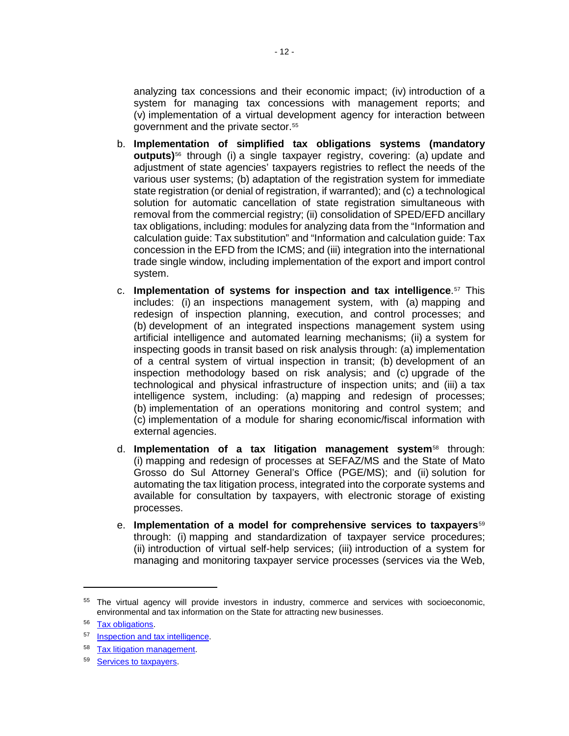analyzing tax concessions and their economic impact; (iv) introduction of a system for managing tax concessions with management reports; and (v) implementation of a virtual development agency for interaction between government and the private sector.[55]

b. **Implementation of simplified tax obligations systems (mandatory outputs)**[56] through (i) a single taxpayer registry, covering: (a) update and adjustment of state agencies' taxpayers registries to reflect the needs of the various user systems; (b) adaptation of the registration system for immediate state registration (or denial of registration, if warranted); and (c) a technological solution for automatic cancellation of state registration simultaneous with removal from the commercial registry; (ii) consolidation of SPED/EFD ancillary tax obligations, including: modules for analyzing data from the "Information and calculation guide: Tax substitution" and "Information and calculation guide: Tax concession in the EFD from the ICMS; and (iii) integration into the international trade single window, including implementation of the export and import control system.

c. **Implementation of systems for inspection and tax intelligence**.[57] This includes: (i) an inspections management system, with (a) mapping and redesign of inspection planning, execution, and control processes; and (b) development of an integrated inspections management system using artificial intelligence and automated learning mechanisms; (ii) a system for inspecting goods in transit based on risk analysis through: (a) implementation of a central system of virtual inspection in transit; (b) development of an inspection methodology based on risk analysis; and (c) upgrade of the technological and physical infrastructure of inspection units; and (iii) a tax intelligence system, including: (a) mapping and redesign of processes; (b) implementation of an operations monitoring and control system; and (c) implementation of a module for sharing economic/fiscal information with external agencies.

d. **Implementation of a tax litigation management system**[58] through: (i) mapping and redesign of processes at SEFAZ/MS and the State of Mato Grosso do Sul Attorney General's Office (PGE/MS); and (ii) solution for automating the tax litigation process, integrated into the corporate systems and available for consultation by taxpayers, with electronic storage of existing processes.

e. **Implementation of a model for comprehensive services to taxpayers**[59] through: (i) mapping and standardization of taxpayer service procedures; (ii) introduction of virtual self-help services; (iii) introduction of a system for managing and monitoring taxpayer service processes (services via the Web,

---

[55] The virtual agency will provide investors in industry, commerce and services with socioeconomic, environmental and tax information on the State for attracting new businesses.

[56] Tax obligations.

[57] Inspection and tax intelligence.

[58] Tax litigation management.

[59] Services to taxpayers.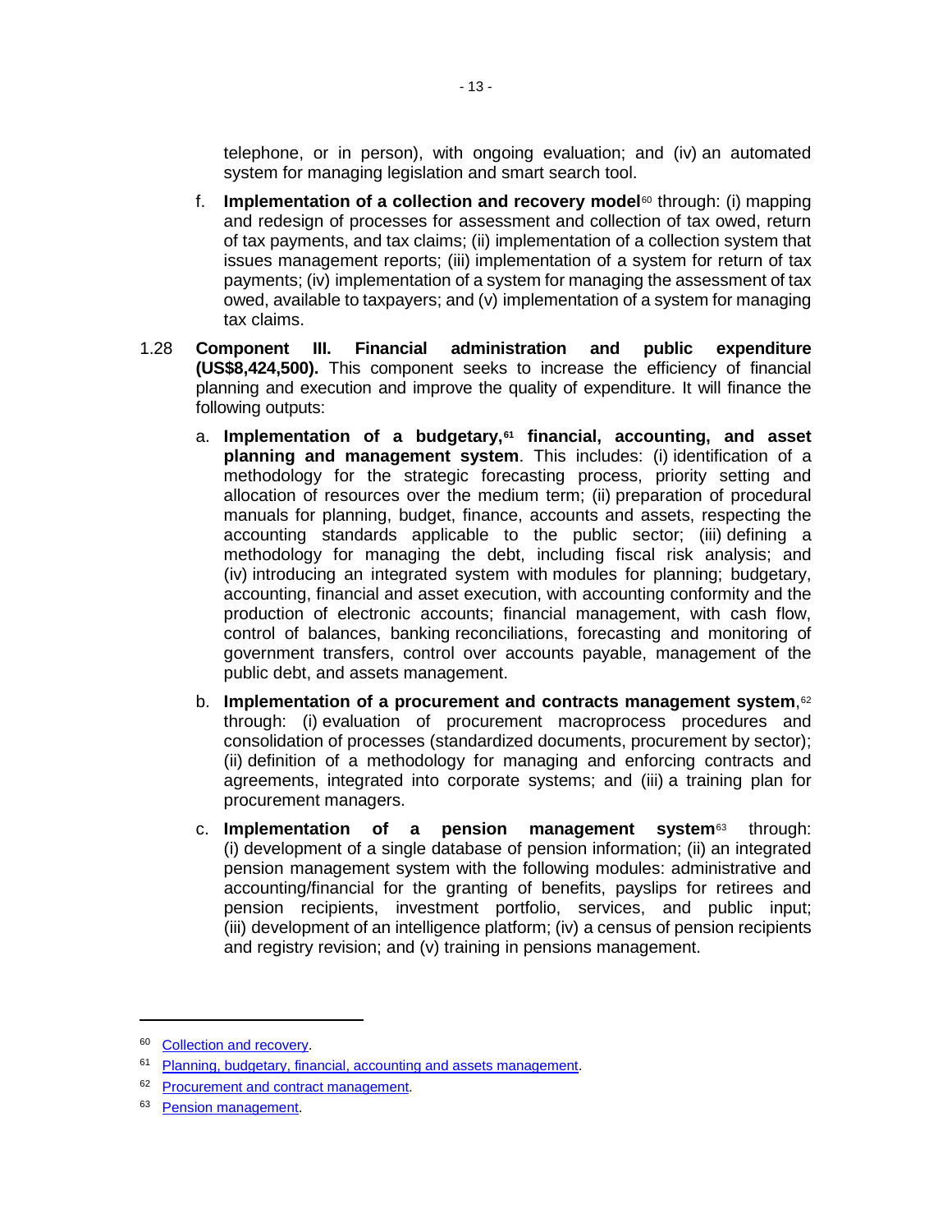telephone, or in person), with ongoing evaluation; and (iv) an automated system for managing legislation and smart search tool.

f. **Implementation of a collection and recovery model**[60] through: (i) mapping and redesign of processes for assessment and collection of tax owed, return of tax payments, and tax claims; (ii) implementation of a collection system that issues management reports; (iii) implementation of a system for return of tax payments; (iv) implementation of a system for managing the assessment of tax owed, available to taxpayers; and (v) implementation of a system for managing tax claims.

1.28 **Component III. Financial administration and public expenditure (US$8,424,500).** This component seeks to increase the efficiency of financial planning and execution and improve the quality of expenditure. It will finance the following outputs:

a. **Implementation of a budgetary,[61] financial, accounting, and asset planning and management system**. This includes: (i) identification of a methodology for the strategic forecasting process, priority setting and allocation of resources over the medium term; (ii) preparation of procedural manuals for planning, budget, finance, accounts and assets, respecting the accounting standards applicable to the public sector; (iii) defining a methodology for managing the debt, including fiscal risk analysis; and (iv) introducing an integrated system with modules for planning; budgetary, accounting, financial and asset execution, with accounting conformity and the production of electronic accounts; financial management, with cash flow, control of balances, banking reconciliations, forecasting and monitoring of government transfers, control over accounts payable, management of the public debt, and assets management.

b. **Implementation of a procurement and contracts management system**,[62] through: (i) evaluation of procurement macroprocess procedures and consolidation of processes (standardized documents, procurement by sector); (ii) definition of a methodology for managing and enforcing contracts and agreements, integrated into corporate systems; and (iii) a training plan for procurement managers.

c. **Implementation of a pension management system**[63] through: (i) development of a single database of pension information; (ii) an integrated pension management system with the following modules: administrative and accounting/financial for the granting of benefits, payslips for retirees and pension recipients, investment portfolio, services, and public input; (iii) development of an intelligence platform; (iv) a census of pension recipients and registry revision; and (v) training in pensions management.

---

[60] Collection and recovery.

[61] Planning, budgetary, financial, accounting and assets management.

[62] Procurement and contract management.

[63] Pension management.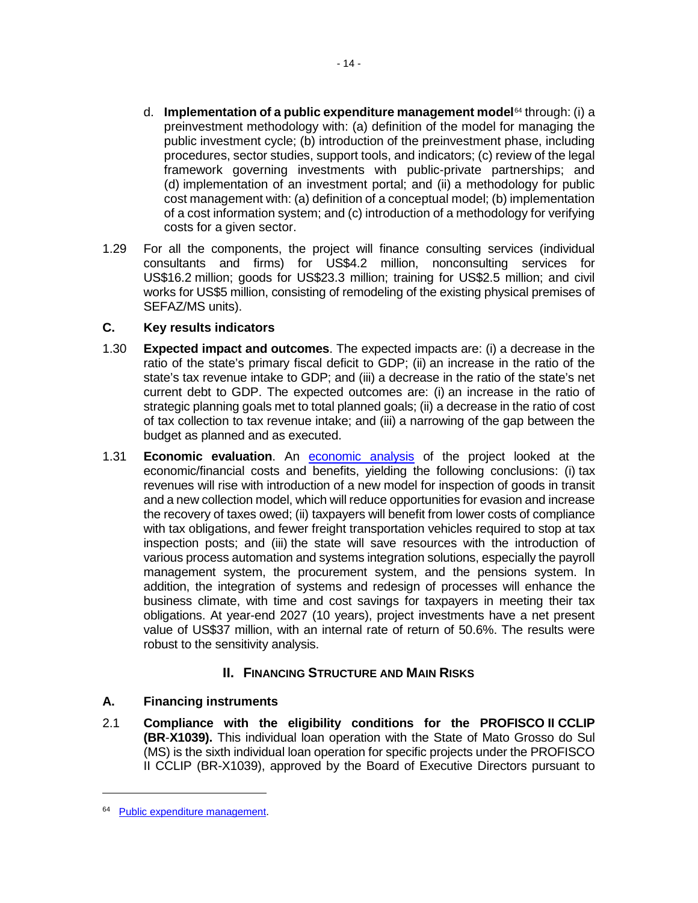d. **Implementation of a public expenditure management model**[64] through: (i) a preinvestment methodology with: (a) definition of the model for managing the public investment cycle; (b) introduction of the preinvestment phase, including procedures, sector studies, support tools, and indicators; (c) review of the legal framework governing investments with public-private partnerships; and (d) implementation of an investment portal; and (ii) a methodology for public cost management with: (a) definition of a conceptual model; (b) implementation of a cost information system; and (c) introduction of a methodology for verifying costs for a given sector.

1.29 For all the components, the project will finance consulting services (individual consultants and firms) for US$4.2 million, nonconsulting services for US$16.2 million; goods for US$23.3 million; training for US$2.5 million; and civil works for US$5 million, consisting of remodeling of the existing physical premises of SEFAZ/MS units).

## C. Key results indicators

1.30 **Expected impact and outcomes**. The expected impacts are: (i) a decrease in the ratio of the state's primary fiscal deficit to GDP; (ii) an increase in the ratio of the state's tax revenue intake to GDP; and (iii) a decrease in the ratio of the state's net current debt to GDP. The expected outcomes are: (i) an increase in the ratio of strategic planning goals met to total planned goals; (ii) a decrease in the ratio of cost of tax collection to tax revenue intake; and (iii) a narrowing of the gap between the budget as planned and as executed.

1.31 **Economic evaluation**. An economic analysis of the project looked at the economic/financial costs and benefits, yielding the following conclusions: (i) tax revenues will rise with introduction of a new model for inspection of goods in transit and a new collection model, which will reduce opportunities for evasion and increase the recovery of taxes owed; (ii) taxpayers will benefit from lower costs of compliance with tax obligations, and fewer freight transportation vehicles required to stop at tax inspection posts; and (iii) the state will save resources with the introduction of various process automation and systems integration solutions, especially the payroll management system, the procurement system, and the pensions system. In addition, the integration of systems and redesign of processes will enhance the business climate, with time and cost savings for taxpayers in meeting their tax obligations. At year-end 2027 (10 years), project investments have a net present value of US$37 million, with an internal rate of return of 50.6%. The results were robust to the sensitivity analysis.

# II. Financing Structure and Main Risks

## A. Financing instruments

2.1 **Compliance with the eligibility conditions for the PROFISCO II CCLIP (BR-X1039).** This individual loan operation with the State of Mato Grosso do Sul (MS) is the sixth individual loan operation for specific projects under the PROFISCO II CCLIP (BR-X1039), approved by the Board of Executive Directors pursuant to

---

[64] Public expenditure management.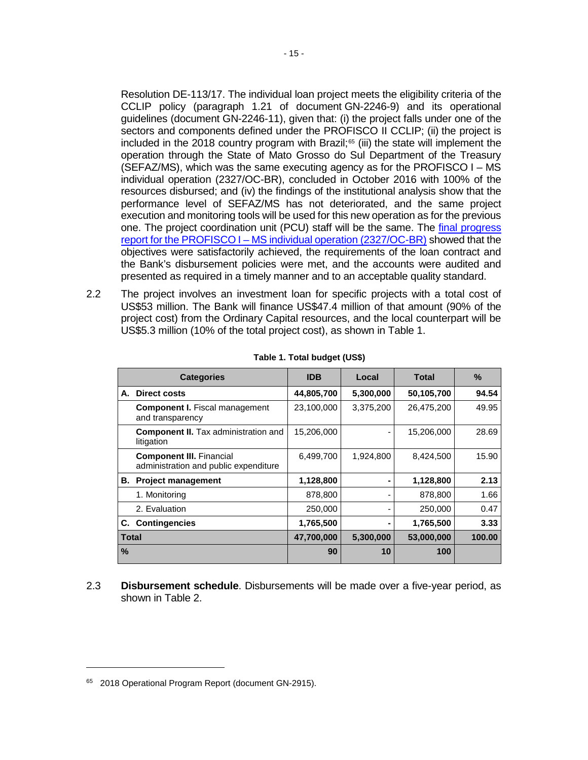Resolution DE-113/17. The individual loan project meets the eligibility criteria of the CCLIP policy (paragraph 1.21 of document GN-2246-9) and its operational guidelines (document GN-2246-11), given that: (i) the project falls under one of the sectors and components defined under the PROFISCO II CCLIP; (ii) the project is included in the 2018 country program with Brazil;[65] (iii) the state will implement the operation through the State of Mato Grosso do Sul Department of the Treasury (SEFAZ/MS), which was the same executing agency as for the PROFISCO I – MS individual operation (2327/OC-BR), concluded in October 2016 with 100% of the resources disbursed; and (iv) the findings of the institutional analysis show that the performance level of SEFAZ/MS has not deteriorated, and the same project execution and monitoring tools will be used for this new operation as for the previous one. The project coordination unit (PCU) staff will be the same. The final progress report for the PROFISCO I – MS individual operation (2327/OC-BR) showed that the objectives were satisfactorily achieved, the requirements of the loan contract and the Bank's disbursement policies were met, and the accounts were audited and presented as required in a timely manner and to an acceptable quality standard.

2.2 The project involves an investment loan for specific projects with a total cost of US$53 million. The Bank will finance US$47.4 million of that amount (90% of the project cost) from the Ordinary Capital resources, and the local counterpart will be US$5.3 million (10% of the total project cost), as shown in Table 1.

**Table 1. Total budget (US$)**

| Categories | IDB | Local | Total | % |
|---|---|---|---|---|
| **A. Direct costs** | **44,805,700** | **5,300,000** | **50,105,700** | **94.54** |
| **Component I.** Fiscal management and transparency | 23,100,000 | 3,375,200 | 26,475,200 | 49.95 |
| **Component II.** Tax administration and litigation | 15,206,000 | - | 15,206,000 | 28.69 |
| **Component III.** Financial administration and public expenditure | 6,499,700 | 1,924,800 | 8,424,500 | 15.90 |
| **B. Project management** | **1,128,800** | **-** | **1,128,800** | **2.13** |
| 1. Monitoring | 878,800 | - | 878,800 | 1.66 |
| 2. Evaluation | 250,000 | - | 250,000 | 0.47 |
| **C. Contingencies** | **1,765,500** | **-** | **1,765,500** | **3.33** |
| **Total** | **47,700,000** | **5,300,000** | **53,000,000** | **100.00** |
| **%** | **90** | **10** | **100** | |

2.3 **Disbursement schedule**. Disbursements will be made over a five-year period, as shown in Table 2.

[65] 2018 Operational Program Report (document GN-2915).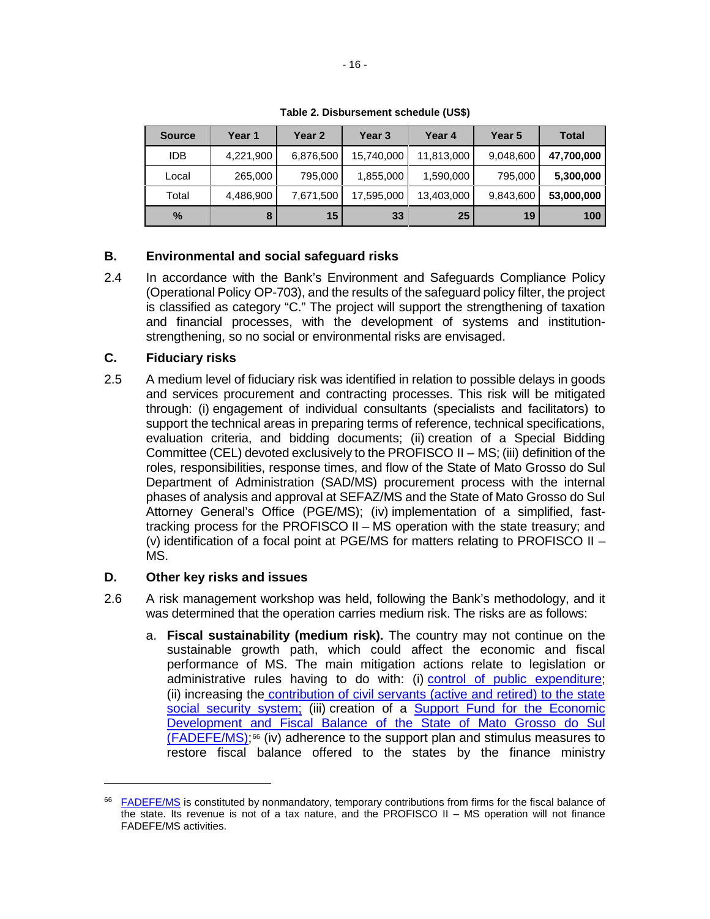**Table 2. Disbursement schedule (US$)**

| Source | Year 1 | Year 2 | Year 3 | Year 4 | Year 5 | Total |
|---|---|---|---|---|---|---|
| IDB | 4,221,900 | 6,876,500 | 15,740,000 | 11,813,000 | 9,048,600 | **47,700,000** |
| Local | 265,000 | 795,000 | 1,855,000 | 1,590,000 | 795,000 | **5,300,000** |
| Total | 4,486,900 | 7,671,500 | 17,595,000 | 13,403,000 | 9,843,600 | **53,000,000** |
| **%** | **8** | **15** | **33** | **25** | **19** | **100** |

## B. Environmental and social safeguard risks

2.4 In accordance with the Bank's Environment and Safeguards Compliance Policy (Operational Policy OP-703), and the results of the safeguard policy filter, the project is classified as category "C." The project will support the strengthening of taxation and financial processes, with the development of systems and institution-strengthening, so no social or environmental risks are envisaged.

## C. Fiduciary risks

2.5 A medium level of fiduciary risk was identified in relation to possible delays in goods and services procurement and contracting processes. This risk will be mitigated through: (i) engagement of individual consultants (specialists and facilitators) to support the technical areas in preparing terms of reference, technical specifications, evaluation criteria, and bidding documents; (ii) creation of a Special Bidding Committee (CEL) devoted exclusively to the PROFISCO II – MS; (iii) definition of the roles, responsibilities, response times, and flow of the State of Mato Grosso do Sul Department of Administration (SAD/MS) procurement process with the internal phases of analysis and approval at SEFAZ/MS and the State of Mato Grosso do Sul Attorney General's Office (PGE/MS); (iv) implementation of a simplified, fast-tracking process for the PROFISCO II – MS operation with the state treasury; and (v) identification of a focal point at PGE/MS for matters relating to PROFISCO II – MS.

## D. Other key risks and issues

2.6 A risk management workshop was held, following the Bank's methodology, and it was determined that the operation carries medium risk. The risks are as follows:

a. **Fiscal sustainability (medium risk).** The country may not continue on the sustainable growth path, which could affect the economic and fiscal performance of MS. The main mitigation actions relate to legislation or administrative rules having to do with: (i) control of public expenditure; (ii) increasing the contribution of civil servants (active and retired) to the state social security system; (iii) creation of a Support Fund for the Economic Development and Fiscal Balance of the State of Mato Grosso do Sul (FADEFE/MS);[66] (iv) adherence to the support plan and stimulus measures to restore fiscal balance offered to the states by the finance ministry

---

[66] FADEFE/MS is constituted by nonmandatory, temporary contributions from firms for the fiscal balance of the state. Its revenue is not of a tax nature, and the PROFISCO II – MS operation will not finance FADEFE/MS activities.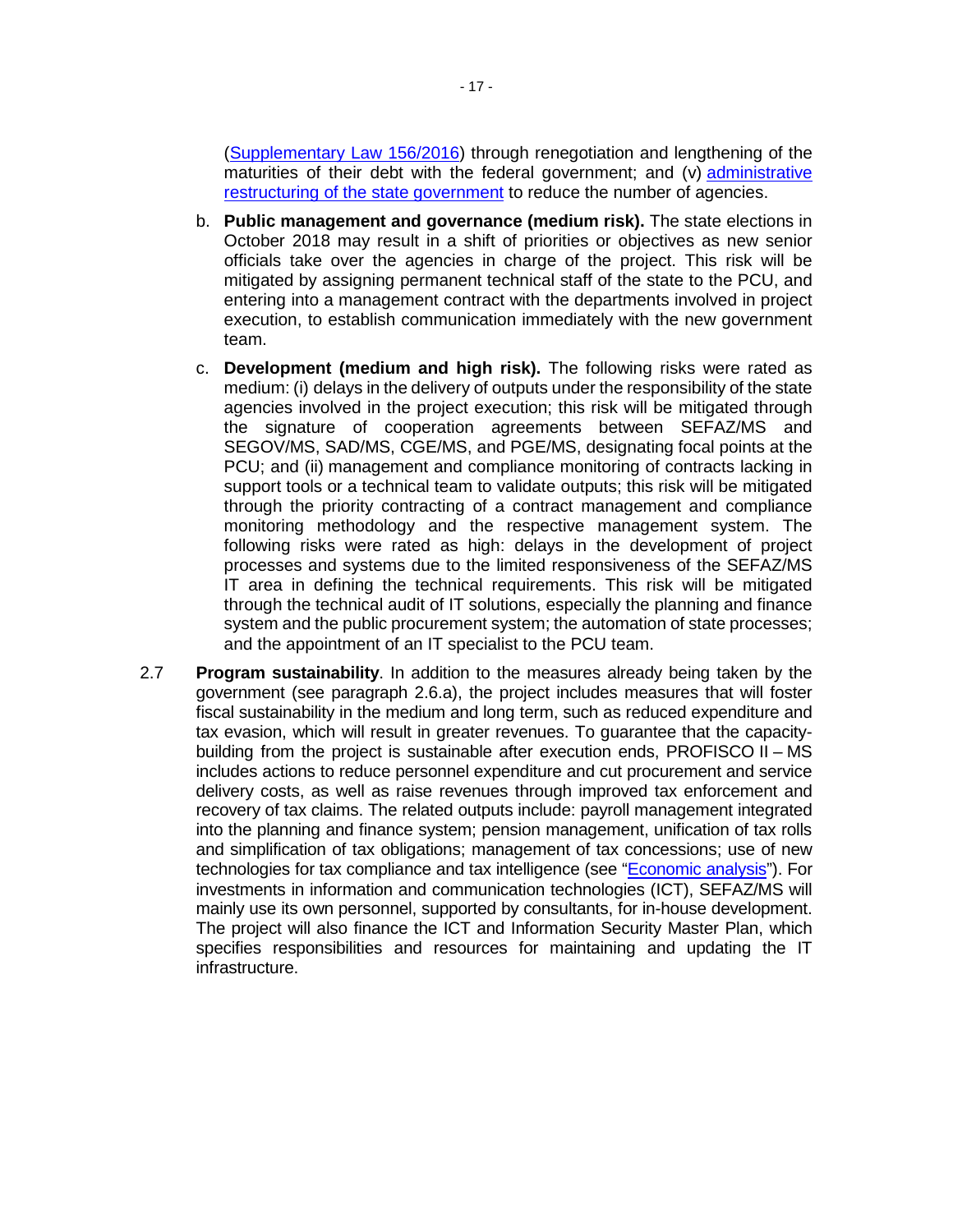(Supplementary Law 156/2016) through renegotiation and lengthening of the maturities of their debt with the federal government; and (v) administrative restructuring of the state government to reduce the number of agencies.

b. **Public management and governance (medium risk).** The state elections in October 2018 may result in a shift of priorities or objectives as new senior officials take over the agencies in charge of the project. This risk will be mitigated by assigning permanent technical staff of the state to the PCU, and entering into a management contract with the departments involved in project execution, to establish communication immediately with the new government team.

c. **Development (medium and high risk).** The following risks were rated as medium: (i) delays in the delivery of outputs under the responsibility of the state agencies involved in the project execution; this risk will be mitigated through the signature of cooperation agreements between SEFAZ/MS and SEGOV/MS, SAD/MS, CGE/MS, and PGE/MS, designating focal points at the PCU; and (ii) management and compliance monitoring of contracts lacking in support tools or a technical team to validate outputs; this risk will be mitigated through the priority contracting of a contract management and compliance monitoring methodology and the respective management system. The following risks were rated as high: delays in the development of project processes and systems due to the limited responsiveness of the SEFAZ/MS IT area in defining the technical requirements. This risk will be mitigated through the technical audit of IT solutions, especially the planning and finance system and the public procurement system; the automation of state processes; and the appointment of an IT specialist to the PCU team.

2.7 **Program sustainability**. In addition to the measures already being taken by the government (see paragraph 2.6.a), the project includes measures that will foster fiscal sustainability in the medium and long term, such as reduced expenditure and tax evasion, which will result in greater revenues. To guarantee that the capacity-building from the project is sustainable after execution ends, PROFISCO II – MS includes actions to reduce personnel expenditure and cut procurement and service delivery costs, as well as raise revenues through improved tax enforcement and recovery of tax claims. The related outputs include: payroll management integrated into the planning and finance system; pension management, unification of tax rolls and simplification of tax obligations; management of tax concessions; use of new technologies for tax compliance and tax intelligence (see "Economic analysis"). For investments in information and communication technologies (ICT), SEFAZ/MS will mainly use its own personnel, supported by consultants, for in-house development. The project will also finance the ICT and Information Security Master Plan, which specifies responsibilities and resources for maintaining and updating the IT infrastructure.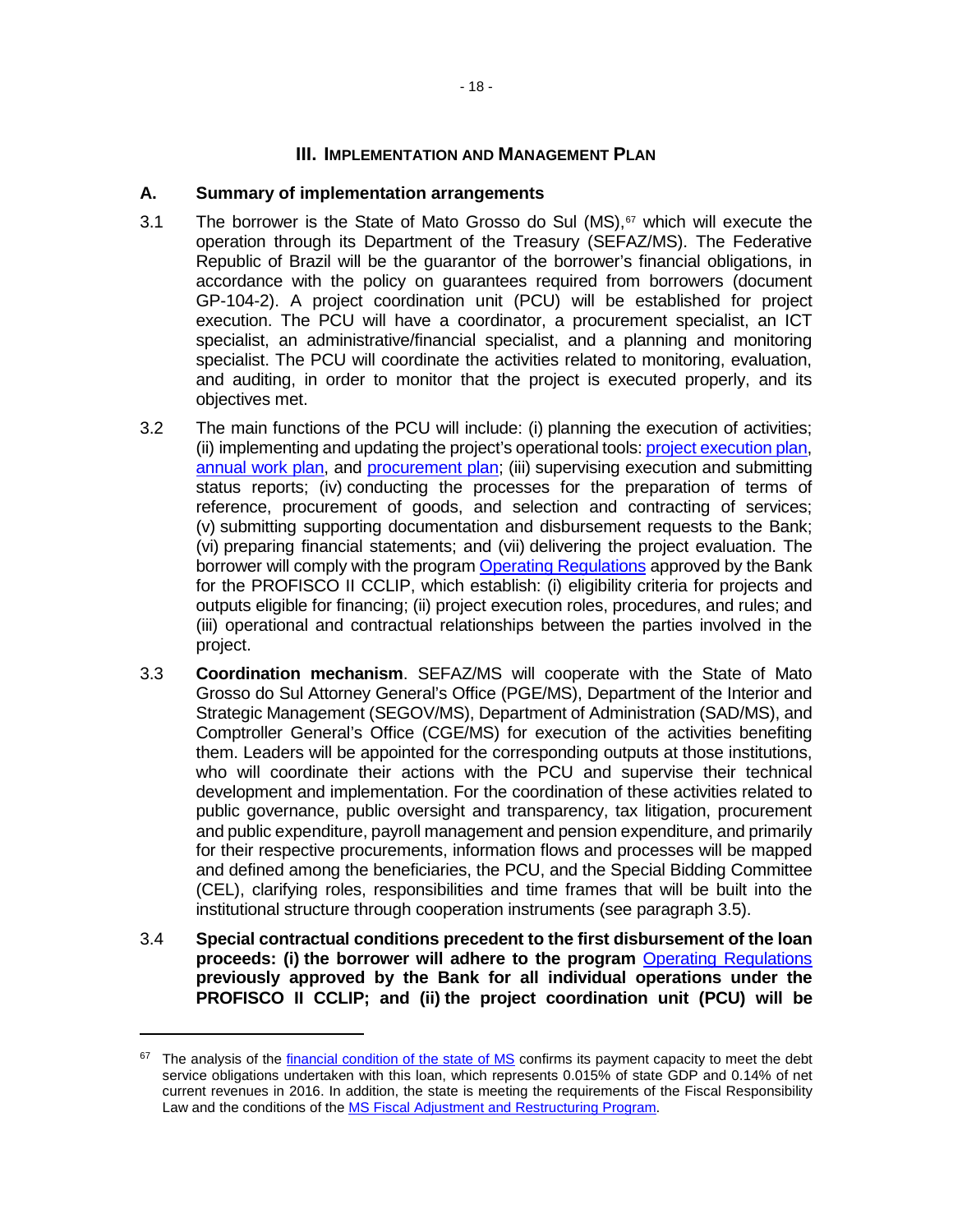## III. IMPLEMENTATION AND MANAGEMENT PLAN

### A. Summary of implementation arrangements

3.1 The borrower is the State of Mato Grosso do Sul (MS),[67] which will execute the operation through its Department of the Treasury (SEFAZ/MS). The Federative Republic of Brazil will be the guarantor of the borrower's financial obligations, in accordance with the policy on guarantees required from borrowers (document GP-104-2). A project coordination unit (PCU) will be established for project execution. The PCU will have a coordinator, a procurement specialist, an ICT specialist, an administrative/financial specialist, and a planning and monitoring specialist. The PCU will coordinate the activities related to monitoring, evaluation, and auditing, in order to monitor that the project is executed properly, and its objectives met.

3.2 The main functions of the PCU will include: (i) planning the execution of activities; (ii) implementing and updating the project's operational tools: project execution plan, annual work plan, and procurement plan; (iii) supervising execution and submitting status reports; (iv) conducting the processes for the preparation of terms of reference, procurement of goods, and selection and contracting of services; (v) submitting supporting documentation and disbursement requests to the Bank; (vi) preparing financial statements; and (vii) delivering the project evaluation. The borrower will comply with the program Operating Regulations approved by the Bank for the PROFISCO II CCLIP, which establish: (i) eligibility criteria for projects and outputs eligible for financing; (ii) project execution roles, procedures, and rules; and (iii) operational and contractual relationships between the parties involved in the project.

3.3 **Coordination mechanism**. SEFAZ/MS will cooperate with the State of Mato Grosso do Sul Attorney General's Office (PGE/MS), Department of the Interior and Strategic Management (SEGOV/MS), Department of Administration (SAD/MS), and Comptroller General's Office (CGE/MS) for execution of the activities benefiting them. Leaders will be appointed for the corresponding outputs at those institutions, who will coordinate their actions with the PCU and supervise their technical development and implementation. For the coordination of these activities related to public governance, public oversight and transparency, tax litigation, procurement and public expenditure, payroll management and pension expenditure, and primarily for their respective procurements, information flows and processes will be mapped and defined among the beneficiaries, the PCU, and the Special Bidding Committee (CEL), clarifying roles, responsibilities and time frames that will be built into the institutional structure through cooperation instruments (see paragraph 3.5).

3.4 **Special contractual conditions precedent to the first disbursement of the loan proceeds: (i) the borrower will adhere to the program Operating Regulations previously approved by the Bank for all individual operations under the PROFISCO II CCLIP; and (ii) the project coordination unit (PCU) will be**

---

[67] The analysis of the financial condition of the state of MS confirms its payment capacity to meet the debt service obligations undertaken with this loan, which represents 0.015% of state GDP and 0.14% of net current revenues in 2016. In addition, the state is meeting the requirements of the Fiscal Responsibility Law and the conditions of the MS Fiscal Adjustment and Restructuring Program.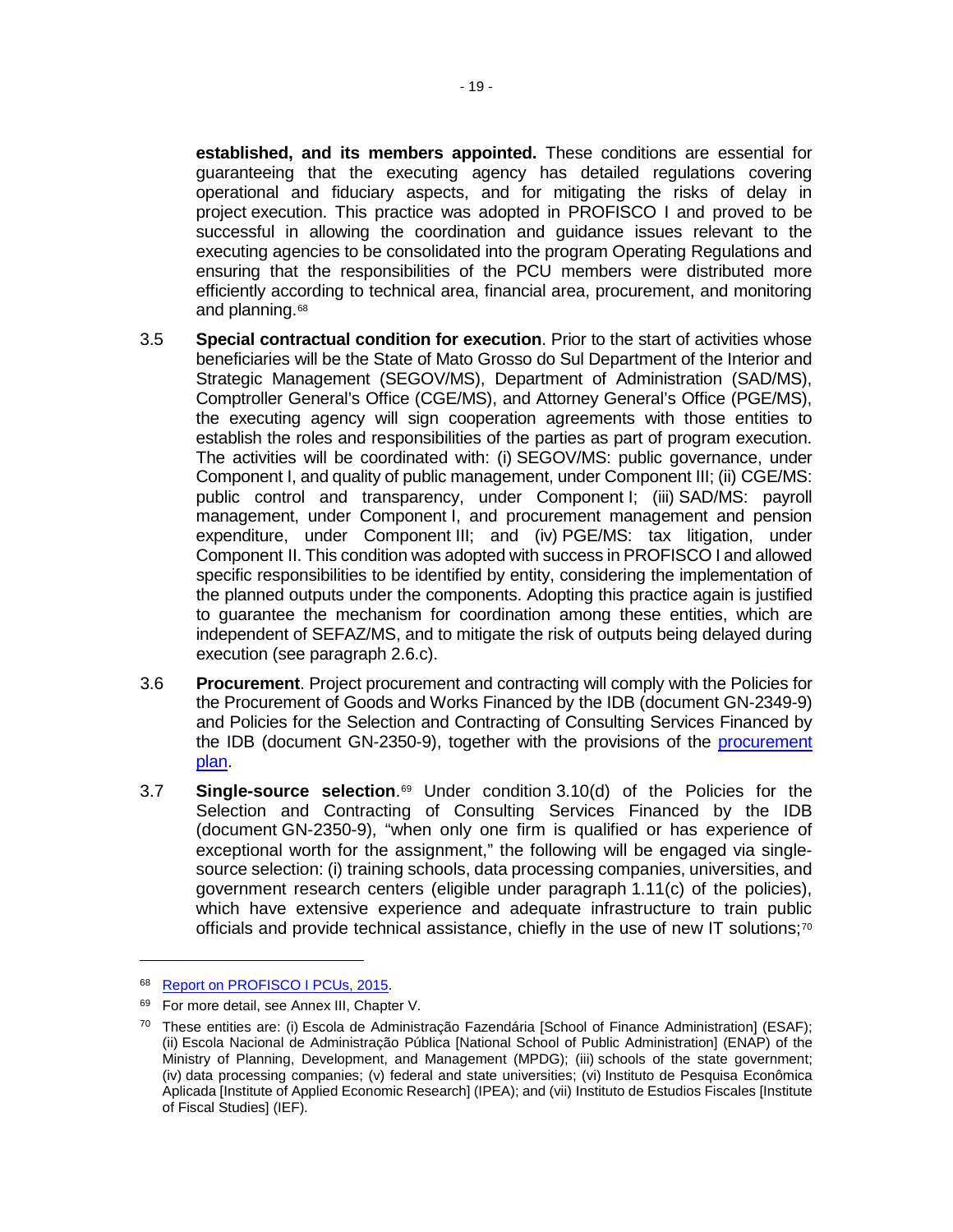**established, and its members appointed.** These conditions are essential for guaranteeing that the executing agency has detailed regulations covering operational and fiduciary aspects, and for mitigating the risks of delay in project execution. This practice was adopted in PROFISCO I and proved to be successful in allowing the coordination and guidance issues relevant to the executing agencies to be consolidated into the program Operating Regulations and ensuring that the responsibilities of the PCU members were distributed more efficiently according to technical area, financial area, procurement, and monitoring and planning.[68]

3.5 **Special contractual condition for execution**. Prior to the start of activities whose beneficiaries will be the State of Mato Grosso do Sul Department of the Interior and Strategic Management (SEGOV/MS), Department of Administration (SAD/MS), Comptroller General's Office (CGE/MS), and Attorney General's Office (PGE/MS), the executing agency will sign cooperation agreements with those entities to establish the roles and responsibilities of the parties as part of program execution. The activities will be coordinated with: (i) SEGOV/MS: public governance, under Component I, and quality of public management, under Component III; (ii) CGE/MS: public control and transparency, under Component I; (iii) SAD/MS: payroll management, under Component I, and procurement management and pension expenditure, under Component III; and (iv) PGE/MS: tax litigation, under Component II. This condition was adopted with success in PROFISCO I and allowed specific responsibilities to be identified by entity, considering the implementation of the planned outputs under the components. Adopting this practice again is justified to guarantee the mechanism for coordination among these entities, which are independent of SEFAZ/MS, and to mitigate the risk of outputs being delayed during execution (see paragraph 2.6.c).

3.6 **Procurement**. Project procurement and contracting will comply with the Policies for the Procurement of Goods and Works Financed by the IDB (document GN-2349-9) and Policies for the Selection and Contracting of Consulting Services Financed by the IDB (document GN-2350-9), together with the provisions of the procurement plan.

3.7 **Single-source selection**.[69] Under condition 3.10(d) of the Policies for the Selection and Contracting of Consulting Services Financed by the IDB (document GN-2350-9), "when only one firm is qualified or has experience of exceptional worth for the assignment," the following will be engaged via single-source selection: (i) training schools, data processing companies, universities, and government research centers (eligible under paragraph 1.11(c) of the policies), which have extensive experience and adequate infrastructure to train public officials and provide technical assistance, chiefly in the use of new IT solutions;[70]

---

[68] Report on PROFISCO I PCUs, 2015.

[69] For more detail, see Annex III, Chapter V.

[70] These entities are: (i) Escola de Administração Fazendária [School of Finance Administration] (ESAF); (ii) Escola Nacional de Administração Pública [National School of Public Administration] (ENAP) of the Ministry of Planning, Development, and Management (MPDG); (iii) schools of the state government; (iv) data processing companies; (v) federal and state universities; (vi) Instituto de Pesquisa Econômica Aplicada [Institute of Applied Economic Research] (IPEA); and (vii) Instituto de Estudios Fiscales [Institute of Fiscal Studies] (IEF).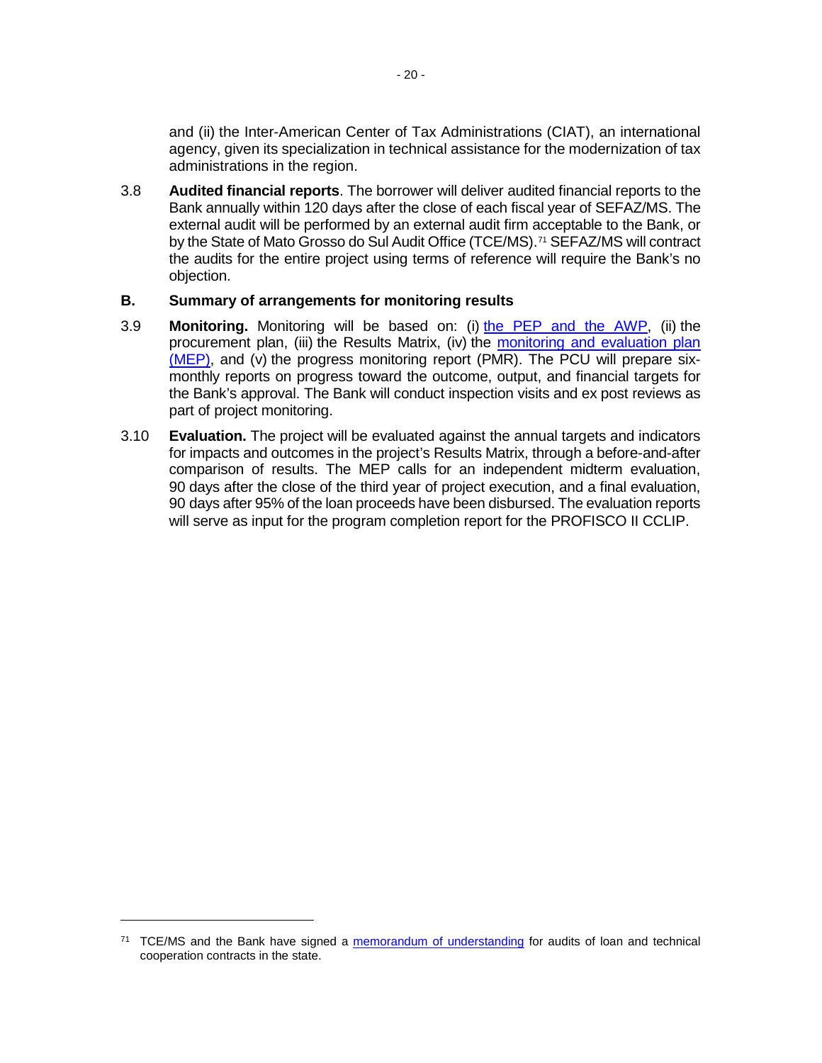and (ii) the Inter-American Center of Tax Administrations (CIAT), an international agency, given its specialization in technical assistance for the modernization of tax administrations in the region.

3.8 **Audited financial reports**. The borrower will deliver audited financial reports to the Bank annually within 120 days after the close of each fiscal year of SEFAZ/MS. The external audit will be performed by an external audit firm acceptable to the Bank, or by the State of Mato Grosso do Sul Audit Office (TCE/MS).[71] SEFAZ/MS will contract the audits for the entire project using terms of reference will require the Bank's no objection.

## B. Summary of arrangements for monitoring results

3.9 **Monitoring.** Monitoring will be based on: (i) the PEP and the AWP, (ii) the procurement plan, (iii) the Results Matrix, (iv) the monitoring and evaluation plan (MEP), and (v) the progress monitoring report (PMR). The PCU will prepare six-monthly reports on progress toward the outcome, output, and financial targets for the Bank's approval. The Bank will conduct inspection visits and ex post reviews as part of project monitoring.

3.10 **Evaluation.** The project will be evaluated against the annual targets and indicators for impacts and outcomes in the project's Results Matrix, through a before-and-after comparison of results. The MEP calls for an independent midterm evaluation, 90 days after the close of the third year of project execution, and a final evaluation, 90 days after 95% of the loan proceeds have been disbursed. The evaluation reports will serve as input for the program completion report for the PROFISCO II CCLIP.

---

[71] TCE/MS and the Bank have signed a memorandum of understanding for audits of loan and technical cooperation contracts in the state.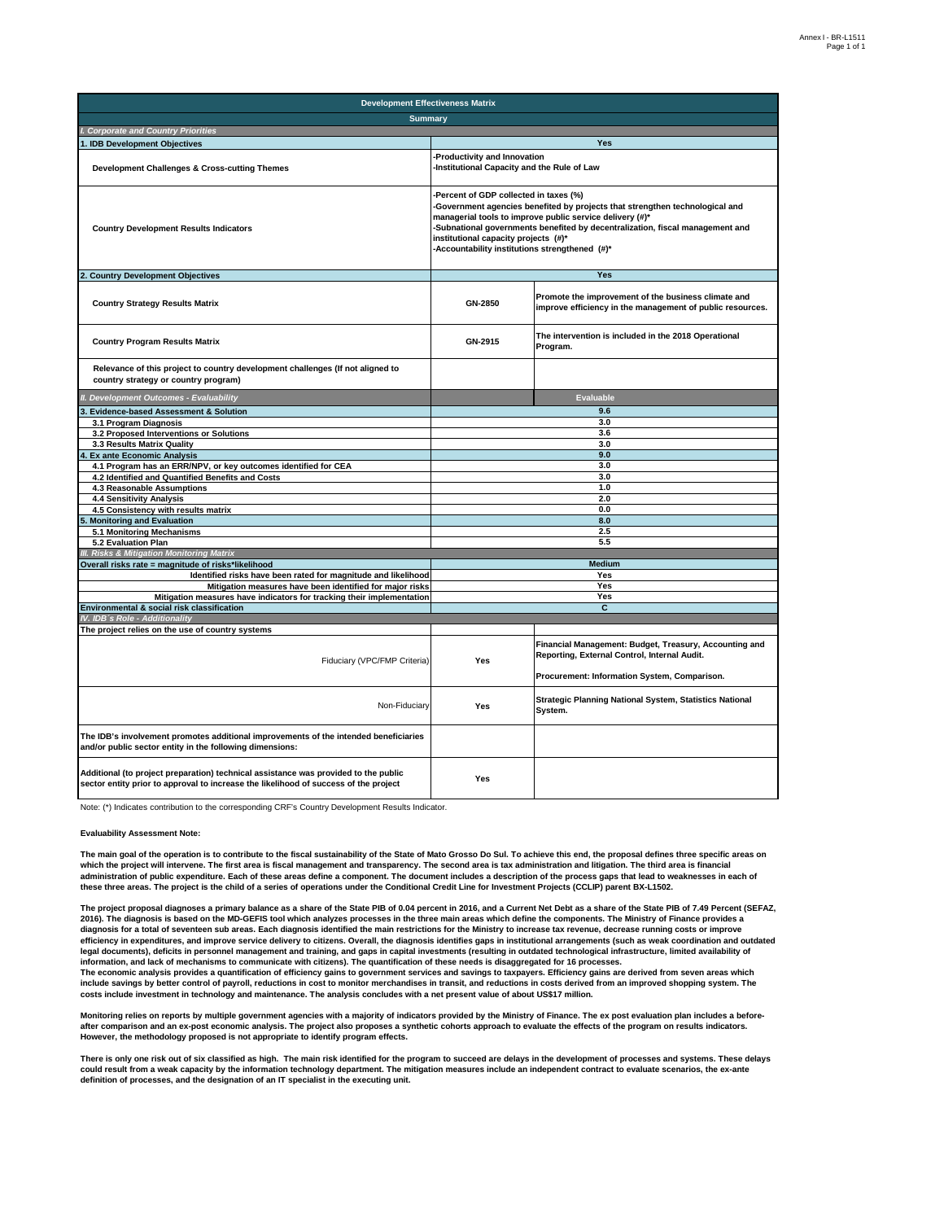| Development Effectiveness Matrix | | |
|---|---|---|
| **Summary** | | |
| *I. Corporate and Country Priorities* | | |
| **1. IDB Development Objectives** | **Yes** | |
| **Development Challenges & Cross-cutting Themes** | -Productivity and Innovation<br>-Institutional Capacity and the Rule of Law | |
| **Country Development Results Indicators** | -Percent of GDP collected in taxes (%)<br>-Government agencies benefited by projects that strengthen technological and managerial tools to improve public service delivery (#)*<br>-Subnational governments benefited by decentralization, fiscal management and institutional capacity projects (#)*<br>-Accountability institutions strengthened (#)* | |
| **2. Country Development Objectives** | **Yes** | |
| **Country Strategy Results Matrix** | GN-2850 | Promote the improvement of the business climate and improve efficiency in the management of public resources. |
| **Country Program Results Matrix** | GN-2915 | The intervention is included in the 2018 Operational Program. |
| **Relevance of this project to country development challenges (If not aligned to country strategy or country program)** | | |
| *II. Development Outcomes - Evaluability* | | **Evaluable** |
| **3. Evidence-based Assessment & Solution** | **9.6** | |
| 3.1 Program Diagnosis | 3.0 | |
| 3.2 Proposed Interventions or Solutions | 3.6 | |
| 3.3 Results Matrix Quality | 3.0 | |
| **4. Ex ante Economic Analysis** | **9.0** | |
| 4.1 Program has an ERR/NPV, or key outcomes identified for CEA | 3.0 | |
| 4.2 Identified and Quantified Benefits and Costs | 3.0 | |
| 4.3 Reasonable Assumptions | 1.0 | |
| 4.4 Sensitivity Analysis | 2.0 | |
| 4.5 Consistency with results matrix | 0.0 | |
| **5. Monitoring and Evaluation** | **8.0** | |
| 5.1 Monitoring Mechanisms | 2.5 | |
| 5.2 Evaluation Plan | 5.5 | |
| *III. Risks & Mitigation Monitoring Matrix* | | |
| **Overall risks rate = magnitude of risks*likelihood** | **Medium** | |
| Identified risks have been rated for magnitude and likelihood | Yes | |
| Mitigation measures have been identified for major risks | Yes | |
| Mitigation measures have indicators for tracking their implementation | Yes | |
| **Environmental & social risk classification** | **C** | |
| *IV. IDB´s Role - Additionality* | | |
| **The project relies on the use of country systems** | | |
| Fiduciary (VPC/FMP Criteria) | Yes | Financial Management: Budget, Treasury, Accounting and Reporting, External Control, Internal Audit.<br><br>Procurement: Information System, Comparison. |
| Non-Fiduciary | Yes | Strategic Planning National System, Statistics National System. |
| **The IDB's involvement promotes additional improvements of the intended beneficiaries and/or public sector entity in the following dimensions:** | | |
| **Additional (to project preparation) technical assistance was provided to the public sector entity prior to approval to increase the likelihood of success of the project** | Yes | |

Note: (*) Indicates contribution to the corresponding CRF's Country Development Results Indicator.

**Evaluability Assessment Note:**

**The main goal of the operation is to contribute to the fiscal sustainability of the State of Mato Grosso Do Sul. To achieve this end, the proposal defines three specific areas on which the project will intervene. The first area is fiscal management and transparency. The second area is tax administration and litigation. The third area is financial administration of public expenditure. Each of these areas define a component. The document includes a description of the process gaps that lead to weaknesses in each of these three areas. The project is the child of a series of operations under the Conditional Credit Line for Investment Projects (CCLIP) parent BX-L1502.**

**The project proposal diagnoses a primary balance as a share of the State PIB of 0.04 percent in 2016, and a Current Net Debt as a share of the State PIB of 7.49 Percent (SEFAZ, 2016). The diagnosis is based on the MD-GEFIS tool which analyzes processes in the three main areas which define the components. The Ministry of Finance provides a diagnosis for a total of seventeen sub areas. Each diagnosis identified the main restrictions for the Ministry to increase tax revenue, decrease running costs or improve efficiency in expenditures, and improve service delivery to citizens. Overall, the diagnosis identifies gaps in institutional arrangements (such as weak coordination and outdated legal documents), deficits in personnel management and training, and gaps in capital investments (resulting in outdated technological infrastructure, limited availability of information, and lack of mechanisms to communicate with citizens). The quantification of these needs is disaggregated for 16 processes.**
**The economic analysis provides a quantification of efficiency gains to government services and savings to taxpayers. Efficiency gains are derived from seven areas which include savings by better control of payroll, reductions in cost to monitor merchandises in transit, and reductions in costs derived from an improved shopping system. The costs include investment in technology and maintenance. The analysis concludes with a net present value of about US$17 million.**

**Monitoring relies on reports by multiple government agencies with a majority of indicators provided by the Ministry of Finance. The ex post evaluation plan includes a before-after comparison and an ex-post economic analysis. The project also proposes a synthetic cohorts approach to evaluate the effects of the program on results indicators. However, the methodology proposed is not appropriate to identify program effects.**

**There is only one risk out of six classified as high. The main risk identified for the program to succeed are delays in the development of processes and systems. These delays could result from a weak capacity by the information technology department. The mitigation measures include an independent contract to evaluate scenarios, the ex-ante definition of processes, and the designation of an IT specialist in the executing unit.**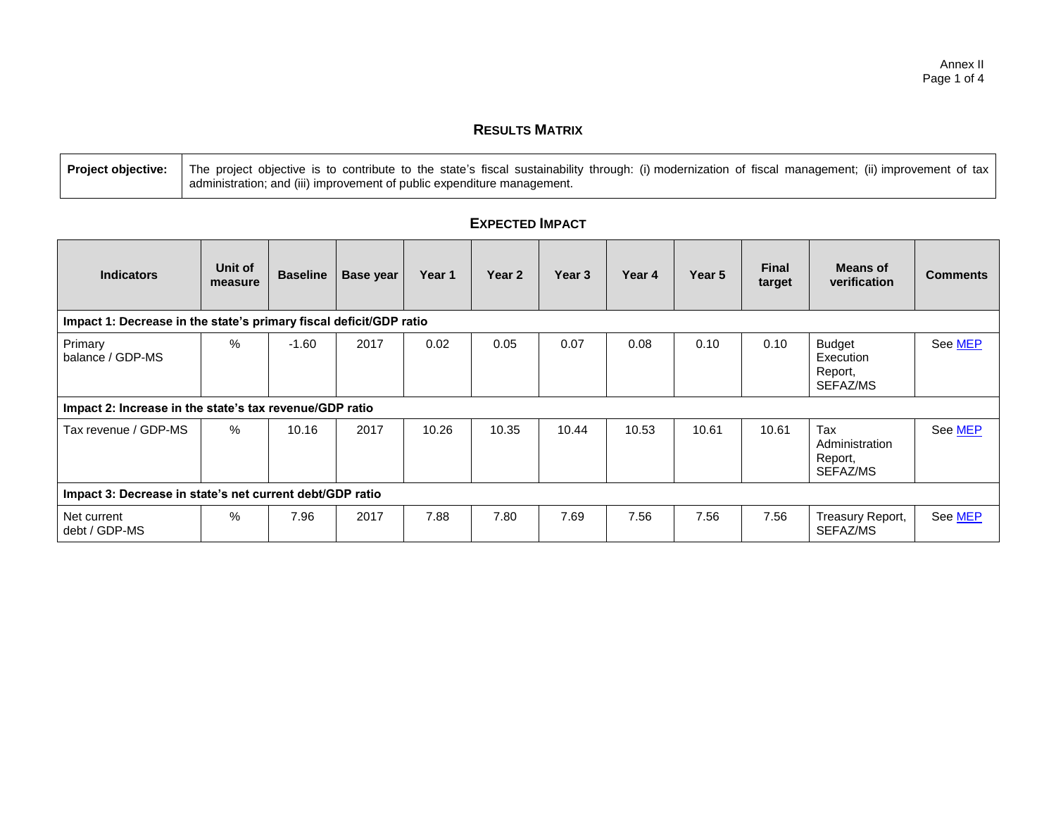# RESULTS MATRIX

| Project objective: | The project objective is to contribute to the state's fiscal sustainability through: (i) modernization of fiscal management; (ii) improvement of tax administration; and (iii) improvement of public expenditure management. |
|---|---|

## EXPECTED IMPACT

| Indicators | Unit of measure | Baseline | Base year | Year 1 | Year 2 | Year 3 | Year 4 | Year 5 | Final target | Means of verification | Comments |
|---|---|---|---|---|---|---|---|---|---|---|---|
| **Impact 1: Decrease in the state's primary fiscal deficit/GDP ratio** | | | | | | | | | | | |
| Primary balance / GDP-MS | % | -1.60 | 2017 | 0.02 | 0.05 | 0.07 | 0.08 | 0.10 | 0.10 | Budget Execution Report, SEFAZ/MS | See MEP |
| **Impact 2: Increase in the state's tax revenue/GDP ratio** | | | | | | | | | | | |
| Tax revenue / GDP-MS | % | 10.16 | 2017 | 10.26 | 10.35 | 10.44 | 10.53 | 10.61 | 10.61 | Tax Administration Report, SEFAZ/MS | See MEP |
| **Impact 3: Decrease in state's net current debt/GDP ratio** | | | | | | | | | | | |
| Net current debt / GDP-MS | % | 7.96 | 2017 | 7.88 | 7.80 | 7.69 | 7.56 | 7.56 | 7.56 | Treasury Report, SEFAZ/MS | See MEP |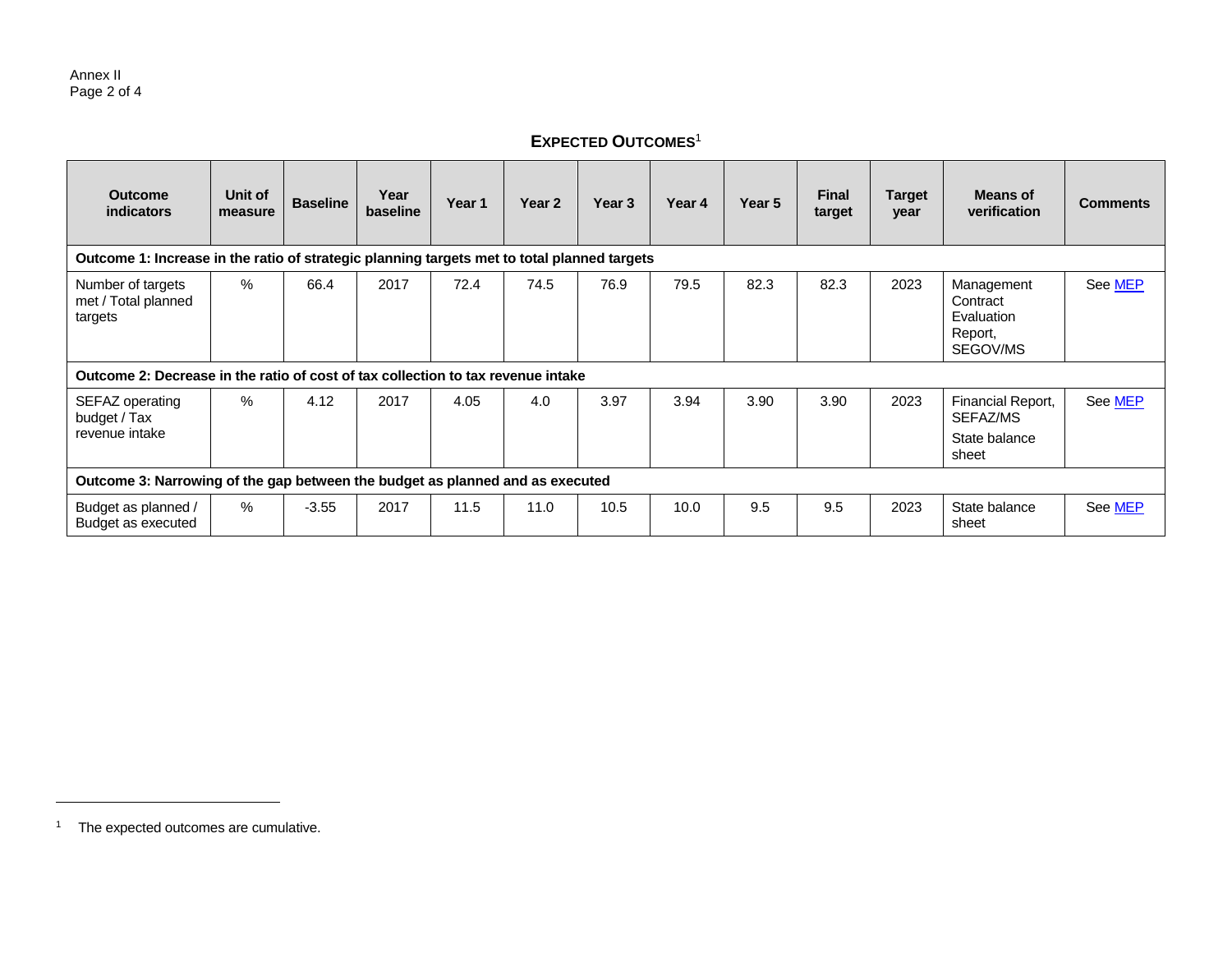Annex II

## EXPECTED OUTCOMES[1]

| Outcome indicators | Unit of measure | Baseline | Year baseline | Year 1 | Year 2 | Year 3 | Year 4 | Year 5 | Final target | Target year | Means of verification | Comments |
|---|---|---|---|---|---|---|---|---|---|---|---|---|
| **Outcome 1: Increase in the ratio of strategic planning targets met to total planned targets** | | | | | | | | | | | | |
| Number of targets met / Total planned targets | % | 66.4 | 2017 | 72.4 | 74.5 | 76.9 | 79.5 | 82.3 | 82.3 | 2023 | Management Contract Evaluation Report, SEGOV/MS | See MEP |
| **Outcome 2: Decrease in the ratio of cost of tax collection to tax revenue intake** | | | | | | | | | | | | |
| SEFAZ operating budget / Tax revenue intake | % | 4.12 | 2017 | 4.05 | 4.0 | 3.97 | 3.94 | 3.90 | 3.90 | 2023 | Financial Report, SEFAZ/MS<br>State balance sheet | See MEP |
| **Outcome 3: Narrowing of the gap between the budget as planned and as executed** | | | | | | | | | | | | |
| Budget as planned / Budget as executed | % | -3.55 | 2017 | 11.5 | 11.0 | 10.5 | 10.0 | 9.5 | 9.5 | 2023 | State balance sheet | See MEP |

[1] The expected outcomes are cumulative.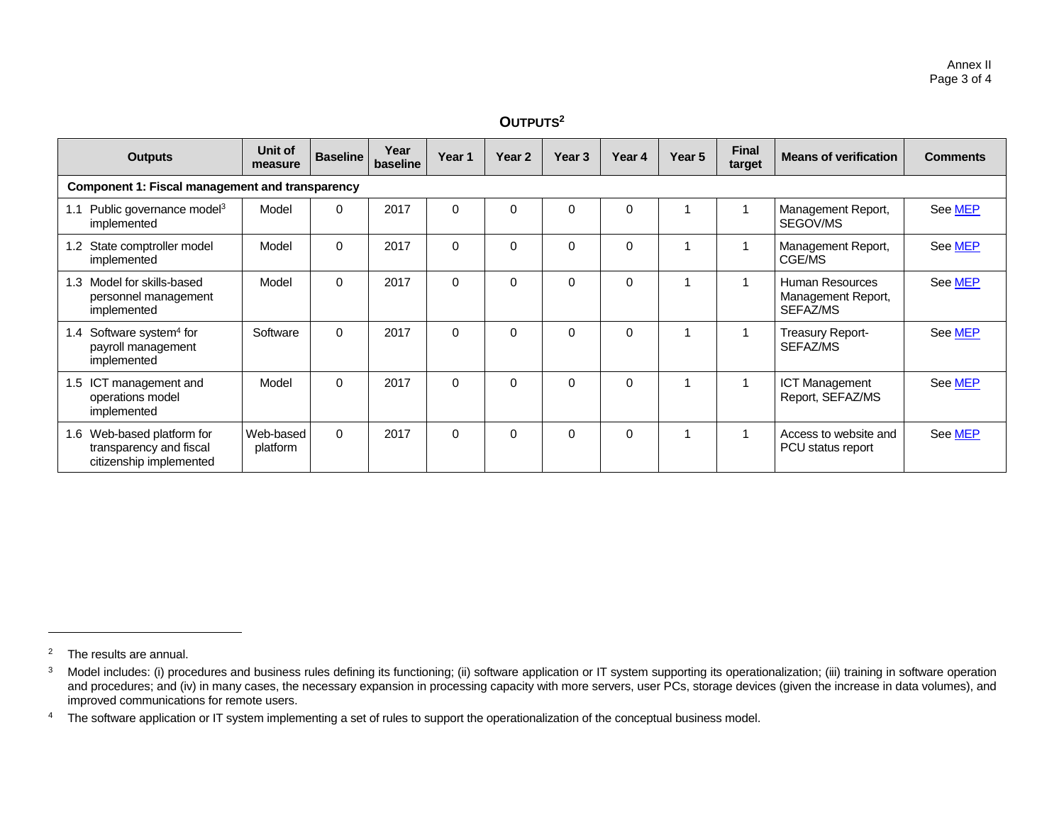## OUTPUTS[2]

| Outputs | Unit of measure | Baseline | Year baseline | Year 1 | Year 2 | Year 3 | Year 4 | Year 5 | Final target | Means of verification | Comments |
|---|---|---|---|---|---|---|---|---|---|---|---|
| **Component 1: Fiscal management and transparency** | | | | | | | | | | | |
| 1.1 Public governance model[3] implemented | Model | 0 | 2017 | 0 | 0 | 0 | 0 | 1 | 1 | Management Report, SEGOV/MS | See MEP |
| 1.2 State comptroller model implemented | Model | 0 | 2017 | 0 | 0 | 0 | 0 | 1 | 1 | Management Report, CGE/MS | See MEP |
| 1.3 Model for skills-based personnel management implemented | Model | 0 | 2017 | 0 | 0 | 0 | 0 | 1 | 1 | Human Resources Management Report, SEFAZ/MS | See MEP |
| 1.4 Software system[4] for payroll management implemented | Software | 0 | 2017 | 0 | 0 | 0 | 0 | 1 | 1 | Treasury Report-SEFAZ/MS | See MEP |
| 1.5 ICT management and operations model implemented | Model | 0 | 2017 | 0 | 0 | 0 | 0 | 1 | 1 | ICT Management Report, SEFAZ/MS | See MEP |
| 1.6 Web-based platform for transparency and fiscal citizenship implemented | Web-based platform | 0 | 2017 | 0 | 0 | 0 | 0 | 1 | 1 | Access to website and PCU status report | See MEP |

[2] The results are annual.

[3] Model includes: (i) procedures and business rules defining its functioning; (ii) software application or IT system supporting its operationalization; (iii) training in software operation and procedures; and (iv) in many cases, the necessary expansion in processing capacity with more servers, user PCs, storage devices (given the increase in data volumes), and improved communications for remote users.

[4] The software application or IT system implementing a set of rules to support the operationalization of the conceptual business model.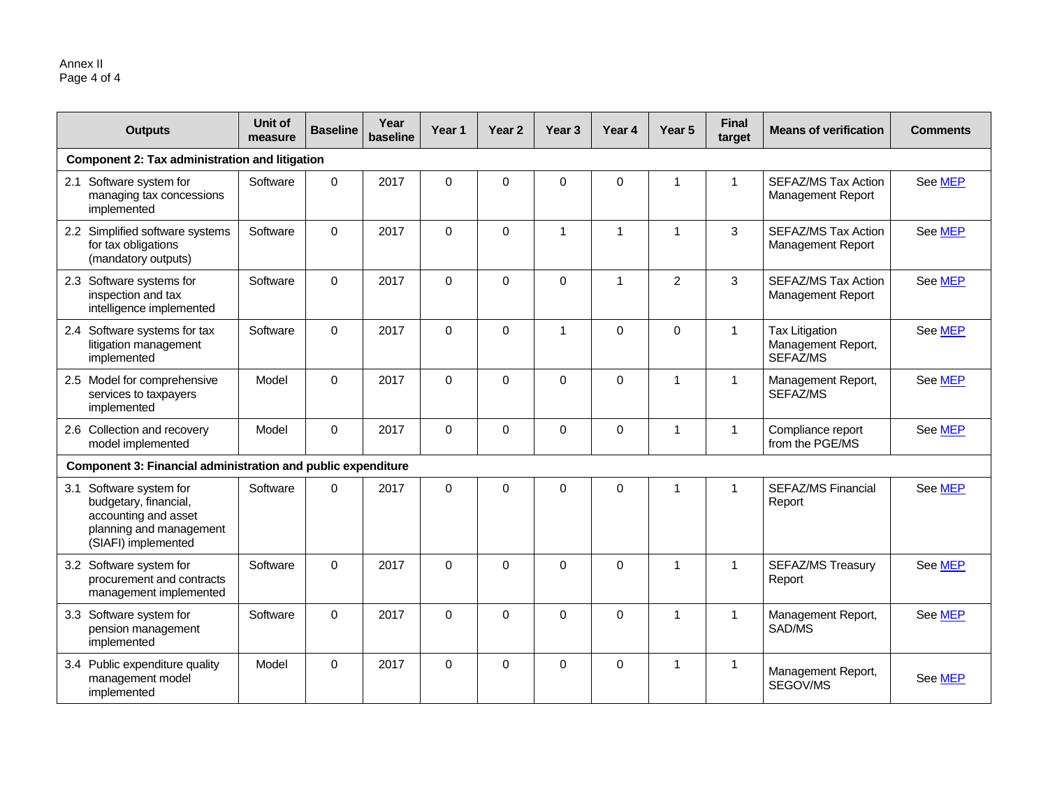| Outputs | Unit of measure | Baseline | Year baseline | Year 1 | Year 2 | Year 3 | Year 4 | Year 5 | Final target | Means of verification | Comments |
|---|---|---|---|---|---|---|---|---|---|---|---|
| **Component 2: Tax administration and litigation** | | | | | | | | | | | |
| 2.1 Software system for managing tax concessions implemented | Software | 0 | 2017 | 0 | 0 | 0 | 0 | 1 | 1 | SEFAZ/MS Tax Action Management Report | See MEP |
| 2.2 Simplified software systems for tax obligations (mandatory outputs) | Software | 0 | 2017 | 0 | 0 | 1 | 1 | 1 | 3 | SEFAZ/MS Tax Action Management Report | See MEP |
| 2.3 Software systems for inspection and tax intelligence implemented | Software | 0 | 2017 | 0 | 0 | 0 | 1 | 2 | 3 | SEFAZ/MS Tax Action Management Report | See MEP |
| 2.4 Software systems for tax litigation management implemented | Software | 0 | 2017 | 0 | 0 | 1 | 0 | 0 | 1 | Tax Litigation Management Report, SEFAZ/MS | See MEP |
| 2.5 Model for comprehensive services to taxpayers implemented | Model | 0 | 2017 | 0 | 0 | 0 | 0 | 1 | 1 | Management Report, SEFAZ/MS | See MEP |
| 2.6 Collection and recovery model implemented | Model | 0 | 2017 | 0 | 0 | 0 | 0 | 1 | 1 | Compliance report from the PGE/MS | See MEP |
| **Component 3: Financial administration and public expenditure** | | | | | | | | | | | |
| 3.1 Software system for budgetary, financial, accounting and asset planning and management (SIAFI) implemented | Software | 0 | 2017 | 0 | 0 | 0 | 0 | 1 | 1 | SEFAZ/MS Financial Report | See MEP |
| 3.2 Software system for procurement and contracts management implemented | Software | 0 | 2017 | 0 | 0 | 0 | 0 | 1 | 1 | SEFAZ/MS Treasury Report | See MEP |
| 3.3 Software system for pension management implemented | Software | 0 | 2017 | 0 | 0 | 0 | 0 | 1 | 1 | Management Report, SAD/MS | See MEP |
| 3.4 Public expenditure quality management model implemented | Model | 0 | 2017 | 0 | 0 | 0 | 0 | 1 | 1 | Management Report, SEGOV/MS | See MEP |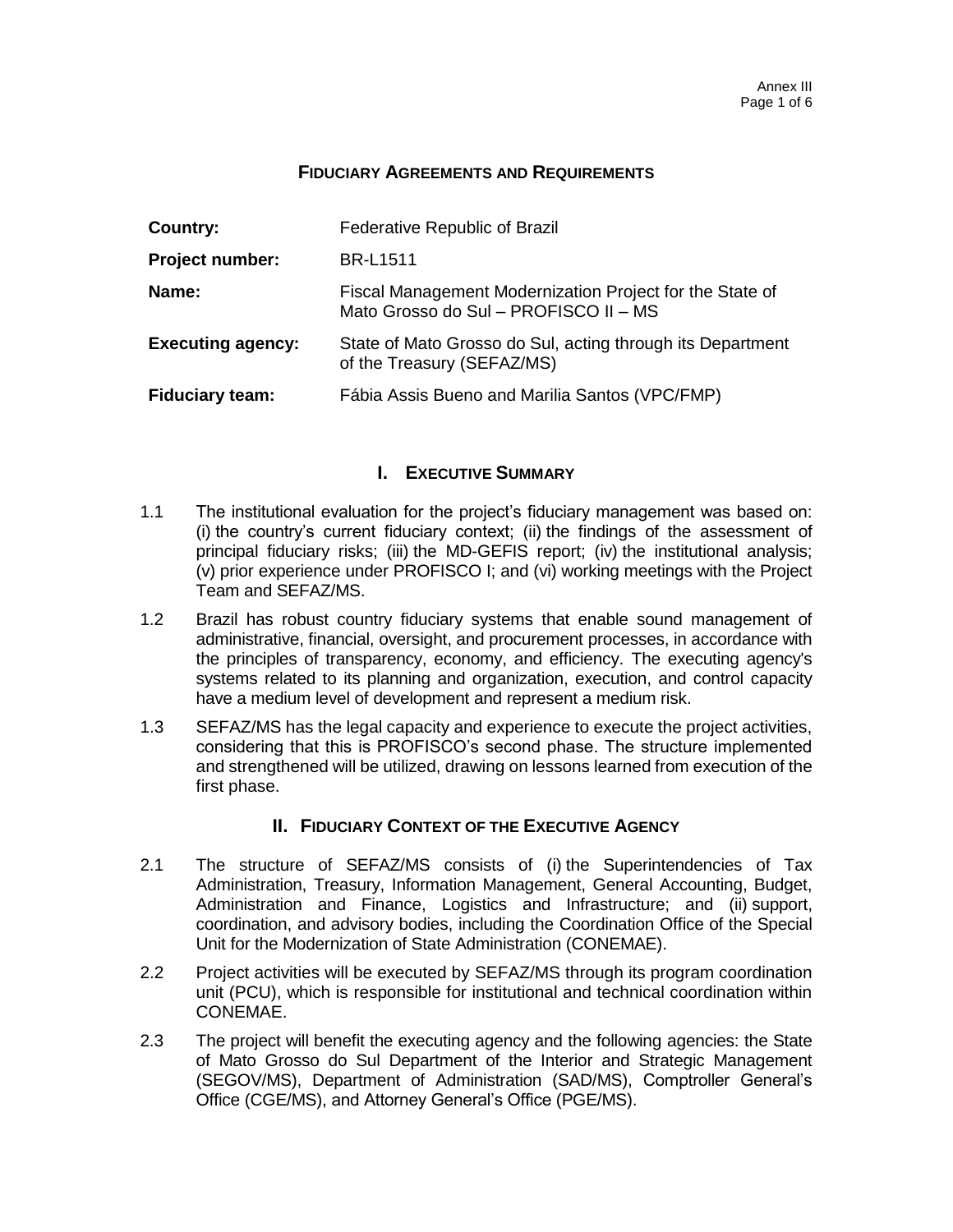## FIDUCIARY AGREEMENTS AND REQUIREMENTS

| | |
|---|---|
| **Country:** | Federative Republic of Brazil |
| **Project number:** | BR-L1511 |
| **Name:** | Fiscal Management Modernization Project for the State of Mato Grosso do Sul – PROFISCO II – MS |
| **Executing agency:** | State of Mato Grosso do Sul, acting through its Department of the Treasury (SEFAZ/MS) |
| **Fiduciary team:** | Fábia Assis Bueno and Marilia Santos (VPC/FMP) |

## I. EXECUTIVE SUMMARY

1.1 The institutional evaluation for the project's fiduciary management was based on: (i) the country's current fiduciary context; (ii) the findings of the assessment of principal fiduciary risks; (iii) the MD-GEFIS report; (iv) the institutional analysis; (v) prior experience under PROFISCO I; and (vi) working meetings with the Project Team and SEFAZ/MS.

1.2 Brazil has robust country fiduciary systems that enable sound management of administrative, financial, oversight, and procurement processes, in accordance with the principles of transparency, economy, and efficiency. The executing agency's systems related to its planning and organization, execution, and control capacity have a medium level of development and represent a medium risk.

1.3 SEFAZ/MS has the legal capacity and experience to execute the project activities, considering that this is PROFISCO's second phase. The structure implemented and strengthened will be utilized, drawing on lessons learned from execution of the first phase.

## II. FIDUCIARY CONTEXT OF THE EXECUTIVE AGENCY

2.1 The structure of SEFAZ/MS consists of (i) the Superintendencies of Tax Administration, Treasury, Information Management, General Accounting, Budget, Administration and Finance, Logistics and Infrastructure; and (ii) support, coordination, and advisory bodies, including the Coordination Office of the Special Unit for the Modernization of State Administration (CONEMAE).

2.2 Project activities will be executed by SEFAZ/MS through its program coordination unit (PCU), which is responsible for institutional and technical coordination within CONEMAE.

2.3 The project will benefit the executing agency and the following agencies: the State of Mato Grosso do Sul Department of the Interior and Strategic Management (SEGOV/MS), Department of Administration (SAD/MS), Comptroller General's Office (CGE/MS), and Attorney General's Office (PGE/MS).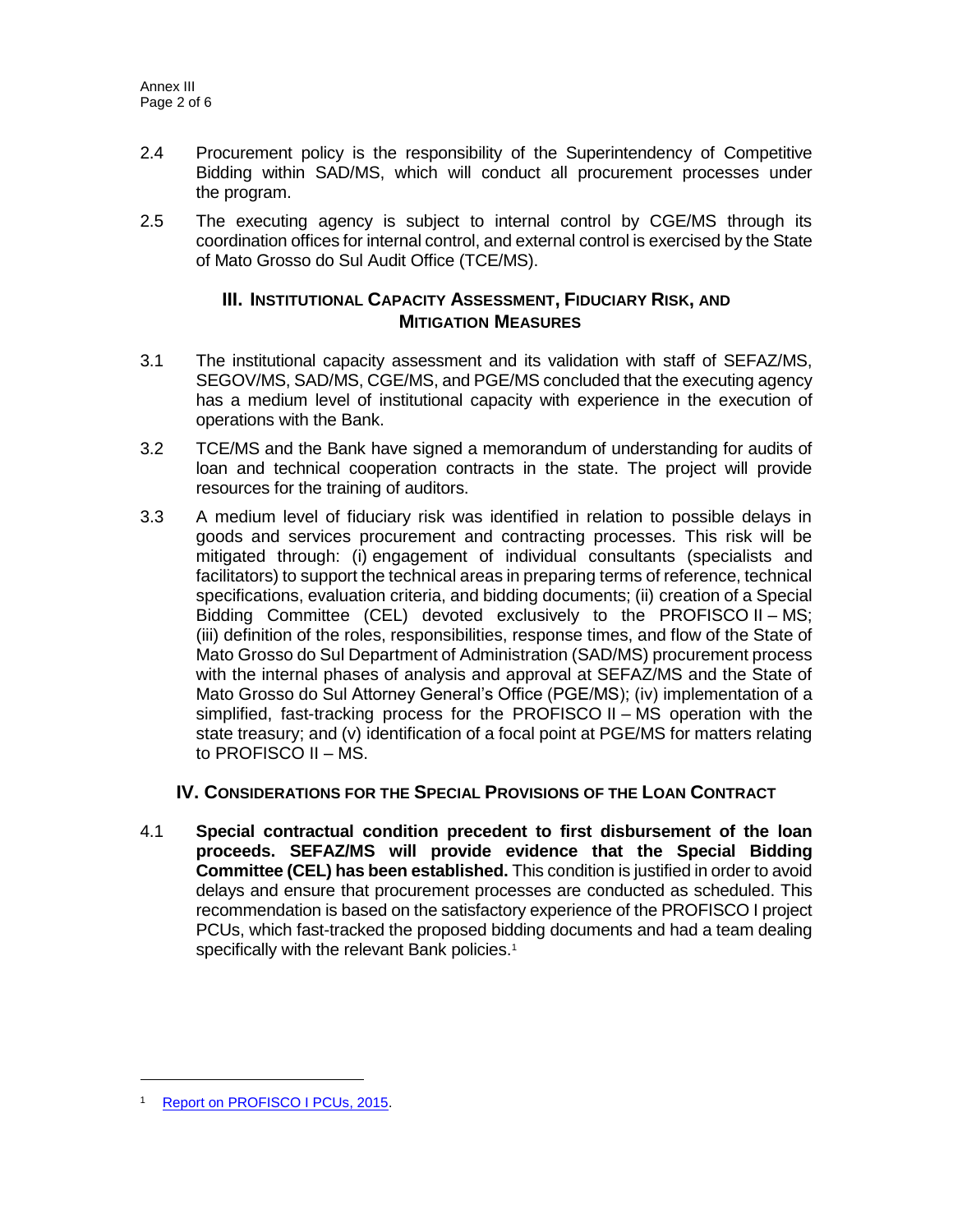2.4 Procurement policy is the responsibility of the Superintendency of Competitive Bidding within SAD/MS, which will conduct all procurement processes under the program.

2.5 The executing agency is subject to internal control by CGE/MS through its coordination offices for internal control, and external control is exercised by the State of Mato Grosso do Sul Audit Office (TCE/MS).

## III. INSTITUTIONAL CAPACITY ASSESSMENT, FIDUCIARY RISK, AND MITIGATION MEASURES

3.1 The institutional capacity assessment and its validation with staff of SEFAZ/MS, SEGOV/MS, SAD/MS, CGE/MS, and PGE/MS concluded that the executing agency has a medium level of institutional capacity with experience in the execution of operations with the Bank.

3.2 TCE/MS and the Bank have signed a memorandum of understanding for audits of loan and technical cooperation contracts in the state. The project will provide resources for the training of auditors.

3.3 A medium level of fiduciary risk was identified in relation to possible delays in goods and services procurement and contracting processes. This risk will be mitigated through: (i) engagement of individual consultants (specialists and facilitators) to support the technical areas in preparing terms of reference, technical specifications, evaluation criteria, and bidding documents; (ii) creation of a Special Bidding Committee (CEL) devoted exclusively to the PROFISCO II – MS; (iii) definition of the roles, responsibilities, response times, and flow of the State of Mato Grosso do Sul Department of Administration (SAD/MS) procurement process with the internal phases of analysis and approval at SEFAZ/MS and the State of Mato Grosso do Sul Attorney General's Office (PGE/MS); (iv) implementation of a simplified, fast-tracking process for the PROFISCO II – MS operation with the state treasury; and (v) identification of a focal point at PGE/MS for matters relating to PROFISCO II – MS.

## IV. CONSIDERATIONS FOR THE SPECIAL PROVISIONS OF THE LOAN CONTRACT

4.1 **Special contractual condition precedent to first disbursement of the loan proceeds. SEFAZ/MS will provide evidence that the Special Bidding Committee (CEL) has been established.** This condition is justified in order to avoid delays and ensure that procurement processes are conducted as scheduled. This recommendation is based on the satisfactory experience of the PROFISCO I project PCUs, which fast-tracked the proposed bidding documents and had a team dealing specifically with the relevant Bank policies.[1]

[1] Report on PROFISCO I PCUs, 2015.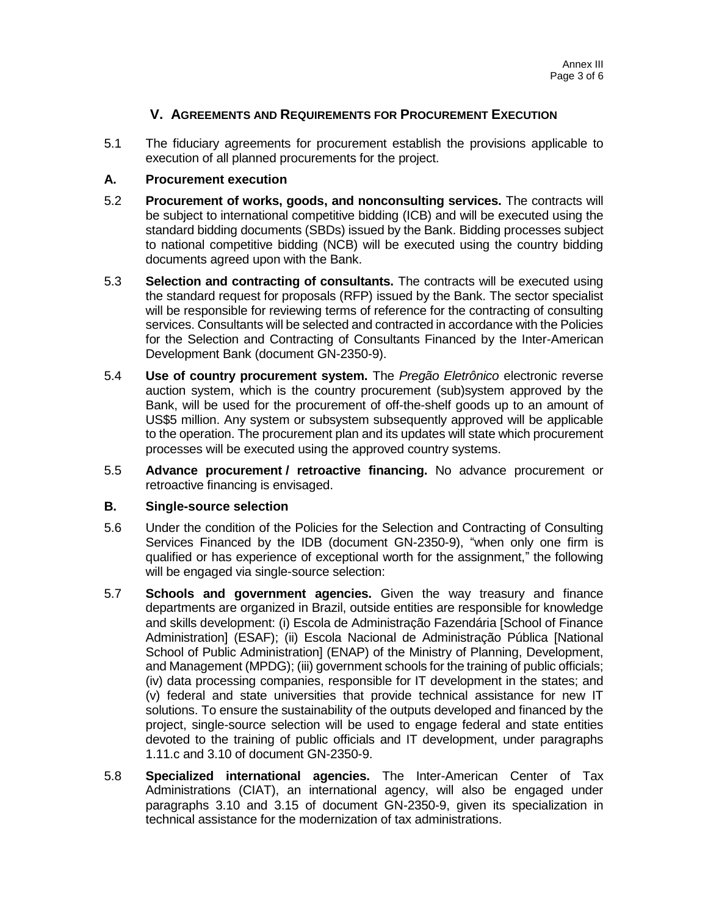## V. Agreements and Requirements for Procurement Execution

5.1 The fiduciary agreements for procurement establish the provisions applicable to execution of all planned procurements for the project.

### A. Procurement execution

5.2 **Procurement of works, goods, and nonconsulting services.** The contracts will be subject to international competitive bidding (ICB) and will be executed using the standard bidding documents (SBDs) issued by the Bank. Bidding processes subject to national competitive bidding (NCB) will be executed using the country bidding documents agreed upon with the Bank.

5.3 **Selection and contracting of consultants.** The contracts will be executed using the standard request for proposals (RFP) issued by the Bank. The sector specialist will be responsible for reviewing terms of reference for the contracting of consulting services. Consultants will be selected and contracted in accordance with the Policies for the Selection and Contracting of Consultants Financed by the Inter-American Development Bank (document GN-2350-9).

5.4 **Use of country procurement system.** The *Pregão Eletrônico* electronic reverse auction system, which is the country procurement (sub)system approved by the Bank, will be used for the procurement of off-the-shelf goods up to an amount of US$5 million. Any system or subsystem subsequently approved will be applicable to the operation. The procurement plan and its updates will state which procurement processes will be executed using the approved country systems.

5.5 **Advance procurement / retroactive financing.** No advance procurement or retroactive financing is envisaged.

### B. Single-source selection

5.6 Under the condition of the Policies for the Selection and Contracting of Consulting Services Financed by the IDB (document GN-2350-9), "when only one firm is qualified or has experience of exceptional worth for the assignment," the following will be engaged via single-source selection:

5.7 **Schools and government agencies.** Given the way treasury and finance departments are organized in Brazil, outside entities are responsible for knowledge and skills development: (i) Escola de Administração Fazendária [School of Finance Administration] (ESAF); (ii) Escola Nacional de Administração Pública [National School of Public Administration] (ENAP) of the Ministry of Planning, Development, and Management (MPDG); (iii) government schools for the training of public officials; (iv) data processing companies, responsible for IT development in the states; and (v) federal and state universities that provide technical assistance for new IT solutions. To ensure the sustainability of the outputs developed and financed by the project, single-source selection will be used to engage federal and state entities devoted to the training of public officials and IT development, under paragraphs 1.11.c and 3.10 of document GN-2350-9.

5.8 **Specialized international agencies.** The Inter-American Center of Tax Administrations (CIAT), an international agency, will also be engaged under paragraphs 3.10 and 3.15 of document GN-2350-9, given its specialization in technical assistance for the modernization of tax administrations.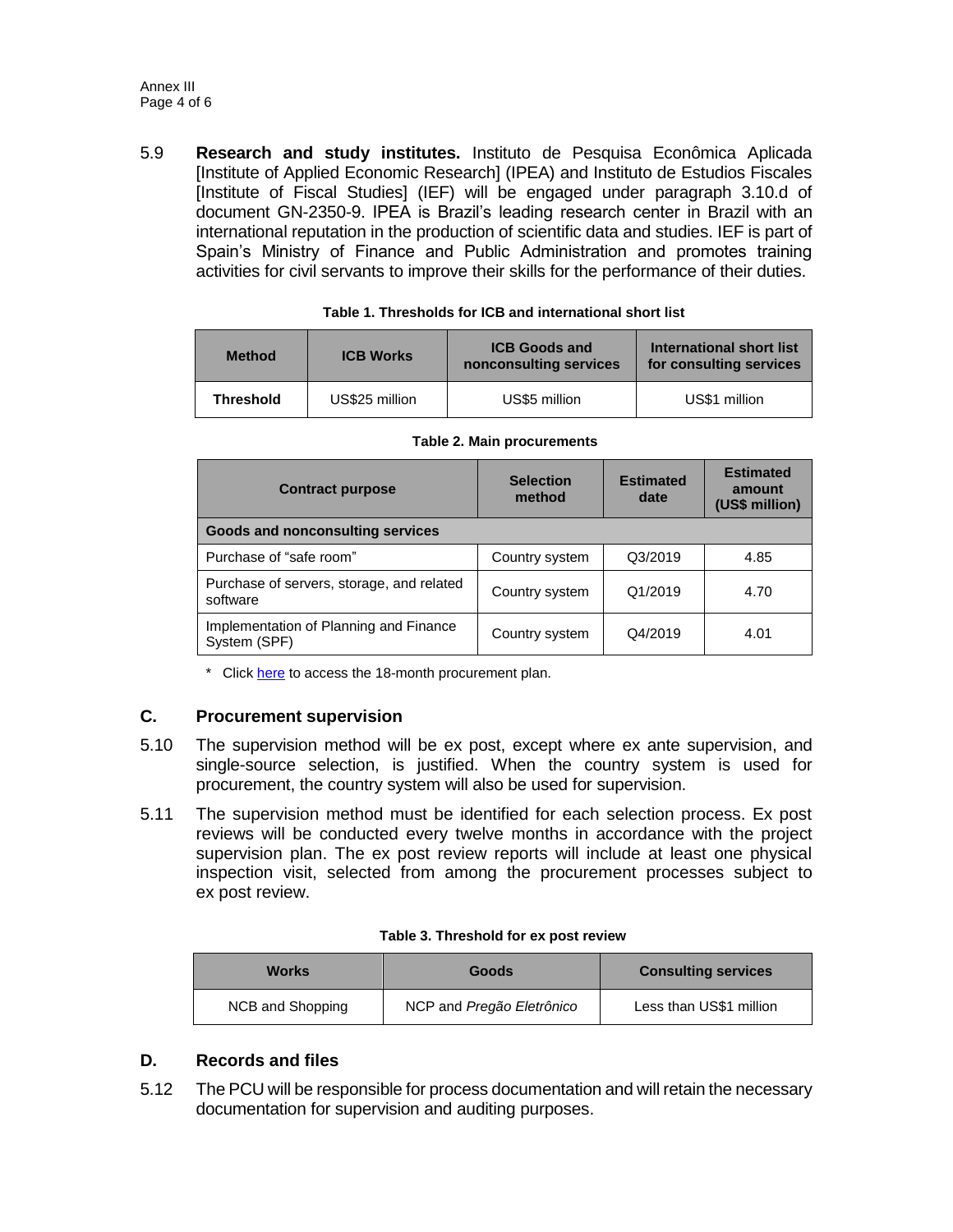5.9 **Research and study institutes.** Instituto de Pesquisa Econômica Aplicada [Institute of Applied Economic Research] (IPEA) and Instituto de Estudios Fiscales [Institute of Fiscal Studies] (IEF) will be engaged under paragraph 3.10.d of document GN-2350-9. IPEA is Brazil's leading research center in Brazil with an international reputation in the production of scientific data and studies. IEF is part of Spain's Ministry of Finance and Public Administration and promotes training activities for civil servants to improve their skills for the performance of their duties.

**Table 1. Thresholds for ICB and international short list**

| Method | ICB Works | ICB Goods and nonconsulting services | International short list for consulting services |
|---|---|---|---|
| **Threshold** | US$25 million | US$5 million | US$1 million |

**Table 2. Main procurements**

| Contract purpose | Selection method | Estimated date | Estimated amount (US$ million) |
|---|---|---|---|
| **Goods and nonconsulting services** | | | |
| Purchase of "safe room" | Country system | Q3/2019 | 4.85 |
| Purchase of servers, storage, and related software | Country system | Q1/2019 | 4.70 |
| Implementation of Planning and Finance System (SPF) | Country system | Q4/2019 | 4.01 |

\* Click here to access the 18-month procurement plan.

## C. Procurement supervision

5.10 The supervision method will be ex post, except where ex ante supervision, and single-source selection, is justified. When the country system is used for procurement, the country system will also be used for supervision.

5.11 The supervision method must be identified for each selection process. Ex post reviews will be conducted every twelve months in accordance with the project supervision plan. The ex post review reports will include at least one physical inspection visit, selected from among the procurement processes subject to ex post review.

**Table 3. Threshold for ex post review**

| Works | Goods | Consulting services |
|---|---|---|
| NCB and Shopping | NCP and *Pregão Eletrônico* | Less than US$1 million |

## D. Records and files

5.12 The PCU will be responsible for process documentation and will retain the necessary documentation for supervision and auditing purposes.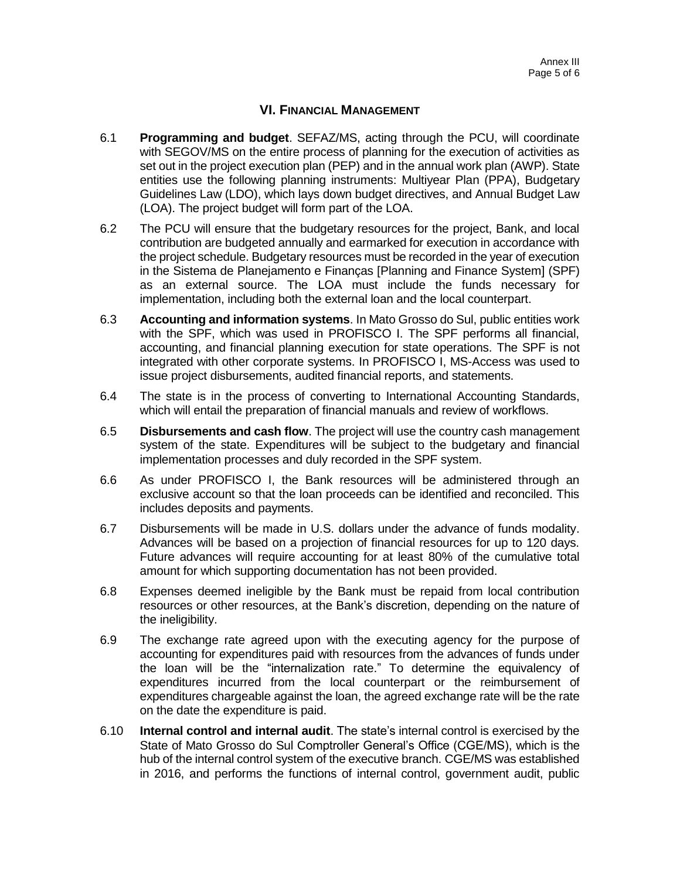## VI. FINANCIAL MANAGEMENT

6.1 **Programming and budget**. SEFAZ/MS, acting through the PCU, will coordinate with SEGOV/MS on the entire process of planning for the execution of activities as set out in the project execution plan (PEP) and in the annual work plan (AWP). State entities use the following planning instruments: Multiyear Plan (PPA), Budgetary Guidelines Law (LDO), which lays down budget directives, and Annual Budget Law (LOA). The project budget will form part of the LOA.

6.2 The PCU will ensure that the budgetary resources for the project, Bank, and local contribution are budgeted annually and earmarked for execution in accordance with the project schedule. Budgetary resources must be recorded in the year of execution in the Sistema de Planejamento e Finanças [Planning and Finance System] (SPF) as an external source. The LOA must include the funds necessary for implementation, including both the external loan and the local counterpart.

6.3 **Accounting and information systems**. In Mato Grosso do Sul, public entities work with the SPF, which was used in PROFISCO I. The SPF performs all financial, accounting, and financial planning execution for state operations. The SPF is not integrated with other corporate systems. In PROFISCO I, MS-Access was used to issue project disbursements, audited financial reports, and statements.

6.4 The state is in the process of converting to International Accounting Standards, which will entail the preparation of financial manuals and review of workflows.

6.5 **Disbursements and cash flow**. The project will use the country cash management system of the state. Expenditures will be subject to the budgetary and financial implementation processes and duly recorded in the SPF system.

6.6 As under PROFISCO I, the Bank resources will be administered through an exclusive account so that the loan proceeds can be identified and reconciled. This includes deposits and payments.

6.7 Disbursements will be made in U.S. dollars under the advance of funds modality. Advances will be based on a projection of financial resources for up to 120 days. Future advances will require accounting for at least 80% of the cumulative total amount for which supporting documentation has not been provided.

6.8 Expenses deemed ineligible by the Bank must be repaid from local contribution resources or other resources, at the Bank's discretion, depending on the nature of the ineligibility.

6.9 The exchange rate agreed upon with the executing agency for the purpose of accounting for expenditures paid with resources from the advances of funds under the loan will be the "internalization rate." To determine the equivalency of expenditures incurred from the local counterpart or the reimbursement of expenditures chargeable against the loan, the agreed exchange rate will be the rate on the date the expenditure is paid.

6.10 **Internal control and internal audit**. The state's internal control is exercised by the State of Mato Grosso do Sul Comptroller General's Office (CGE/MS), which is the hub of the internal control system of the executive branch. CGE/MS was established in 2016, and performs the functions of internal control, government audit, public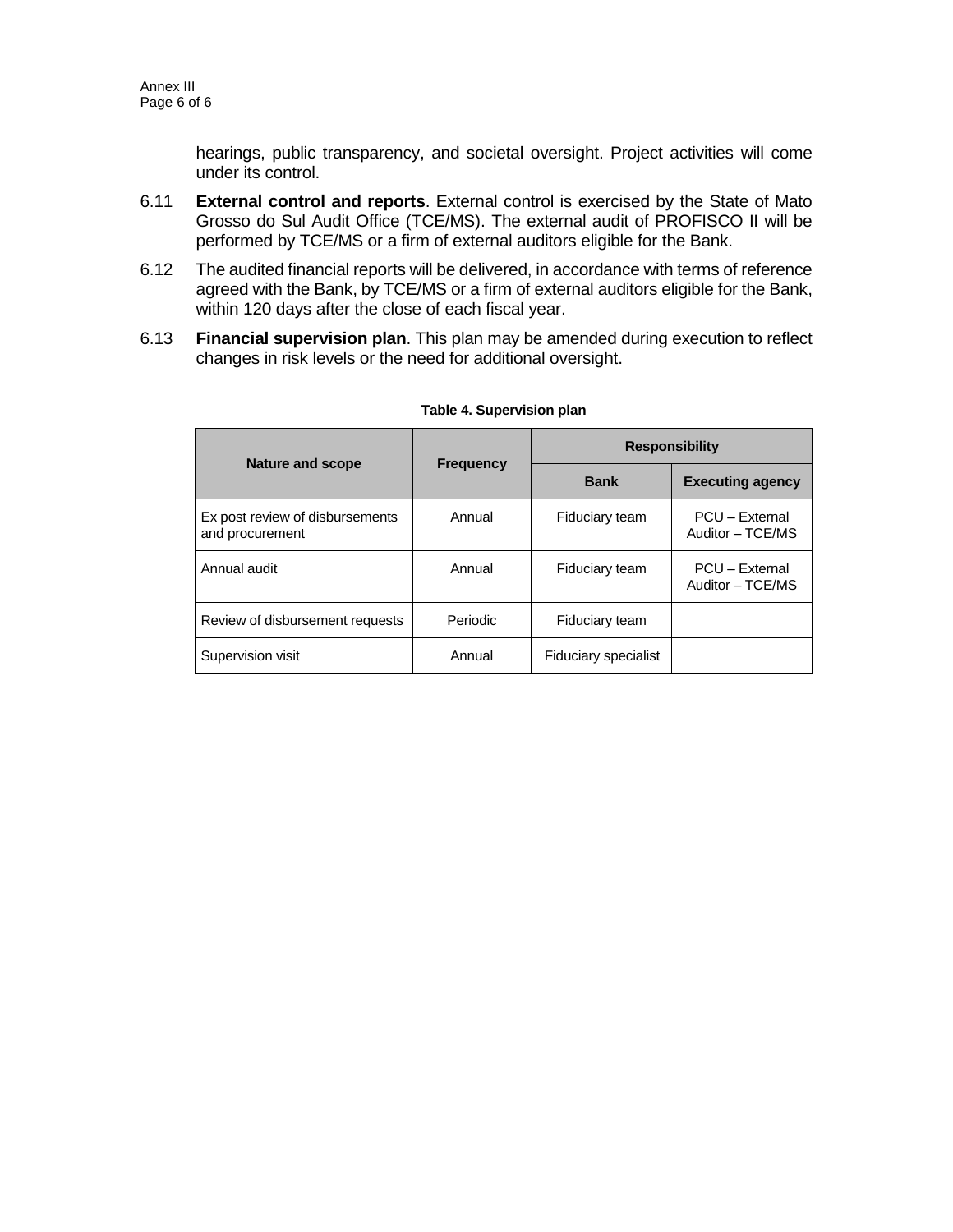hearings, public transparency, and societal oversight. Project activities will come under its control.

6.11 **External control and reports**. External control is exercised by the State of Mato Grosso do Sul Audit Office (TCE/MS). The external audit of PROFISCO II will be performed by TCE/MS or a firm of external auditors eligible for the Bank.

6.12 The audited financial reports will be delivered, in accordance with terms of reference agreed with the Bank, by TCE/MS or a firm of external auditors eligible for the Bank, within 120 days after the close of each fiscal year.

6.13 **Financial supervision plan**. This plan may be amended during execution to reflect changes in risk levels or the need for additional oversight.

**Table 4. Supervision plan**

| Nature and scope | Frequency | Responsibility | |
|---|---|---|---|
| | | Bank | Executing agency |
| Ex post review of disbursements and procurement | Annual | Fiduciary team | PCU – External Auditor – TCE/MS |
| Annual audit | Annual | Fiduciary team | PCU – External Auditor – TCE/MS |
| Review of disbursement requests | Periodic | Fiduciary team | |
| Supervision visit | Annual | Fiduciary specialist | |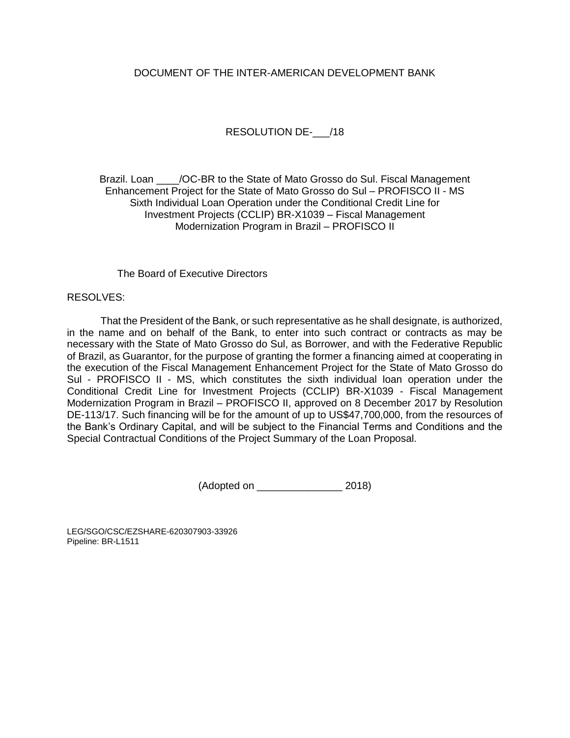DOCUMENT OF THE INTER-AMERICAN DEVELOPMENT BANK

RESOLUTION DE-___/18

Brazil. Loan ____/OC-BR to the State of Mato Grosso do Sul. Fiscal Management Enhancement Project for the State of Mato Grosso do Sul – PROFISCO II - MS
Sixth Individual Loan Operation under the Conditional Credit Line for Investment Projects (CCLIP) BR-X1039 – Fiscal Management Modernization Program in Brazil – PROFISCO II

The Board of Executive Directors

RESOLVES:

That the President of the Bank, or such representative as he shall designate, is authorized, in the name and on behalf of the Bank, to enter into such contract or contracts as may be necessary with the State of Mato Grosso do Sul, as Borrower, and with the Federative Republic of Brazil, as Guarantor, for the purpose of granting the former a financing aimed at cooperating in the execution of the Fiscal Management Enhancement Project for the State of Mato Grosso do Sul - PROFISCO II - MS, which constitutes the sixth individual loan operation under the Conditional Credit Line for Investment Projects (CCLIP) BR-X1039 - Fiscal Management Modernization Program in Brazil – PROFISCO II, approved on 8 December 2017 by Resolution DE-113/17. Such financing will be for the amount of up to US$47,700,000, from the resources of the Bank's Ordinary Capital, and will be subject to the Financial Terms and Conditions and the Special Contractual Conditions of the Project Summary of the Loan Proposal.

(Adopted on _______________ 2018)

LEG/SGO/CSC/EZSHARE-620307903-33926
Pipeline: BR-L1511